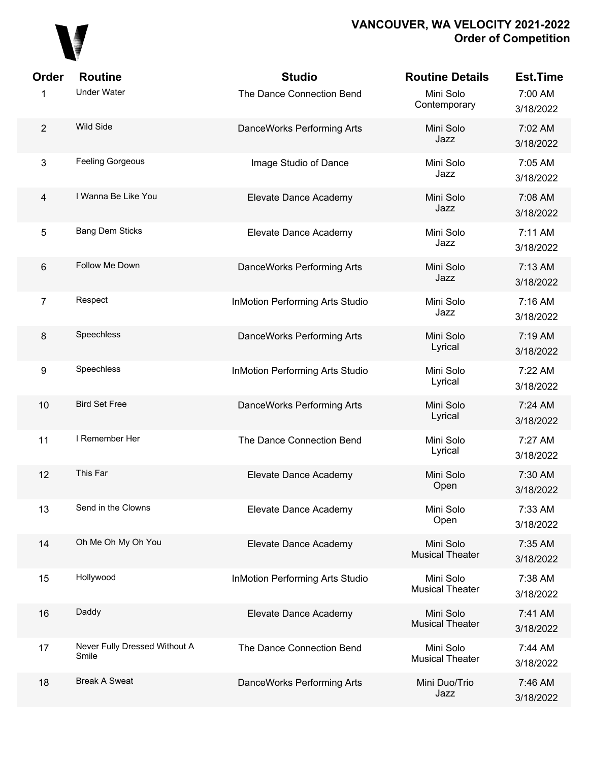# VANCOUVER, WA VELOCITY 2021-2022
## Order of Competition

| Order | Routine | Studio | Routine Details | Est.Time |
|---|---|---|---|---|
| 1 | Under Water | The Dance Connection Bend | Mini Solo Contemporary | 7:00 AM 3/18/2022 |
| 2 | Wild Side | DanceWorks Performing Arts | Mini Solo Jazz | 7:02 AM 3/18/2022 |
| 3 | Feeling Gorgeous | Image Studio of Dance | Mini Solo Jazz | 7:05 AM 3/18/2022 |
| 4 | I Wanna Be Like You | Elevate Dance Academy | Mini Solo Jazz | 7:08 AM 3/18/2022 |
| 5 | Bang Dem Sticks | Elevate Dance Academy | Mini Solo Jazz | 7:11 AM 3/18/2022 |
| 6 | Follow Me Down | DanceWorks Performing Arts | Mini Solo Jazz | 7:13 AM 3/18/2022 |
| 7 | Respect | InMotion Performing Arts Studio | Mini Solo Jazz | 7:16 AM 3/18/2022 |
| 8 | Speechless | DanceWorks Performing Arts | Mini Solo Lyrical | 7:19 AM 3/18/2022 |
| 9 | Speechless | InMotion Performing Arts Studio | Mini Solo Lyrical | 7:22 AM 3/18/2022 |
| 10 | Bird Set Free | DanceWorks Performing Arts | Mini Solo Lyrical | 7:24 AM 3/18/2022 |
| 11 | I Remember Her | The Dance Connection Bend | Mini Solo Lyrical | 7:27 AM 3/18/2022 |
| 12 | This Far | Elevate Dance Academy | Mini Solo Open | 7:30 AM 3/18/2022 |
| 13 | Send in the Clowns | Elevate Dance Academy | Mini Solo Open | 7:33 AM 3/18/2022 |
| 14 | Oh Me Oh My Oh You | Elevate Dance Academy | Mini Solo Musical Theater | 7:35 AM 3/18/2022 |
| 15 | Hollywood | InMotion Performing Arts Studio | Mini Solo Musical Theater | 7:38 AM 3/18/2022 |
| 16 | Daddy | Elevate Dance Academy | Mini Solo Musical Theater | 7:41 AM 3/18/2022 |
| 17 | Never Fully Dressed Without A Smile | The Dance Connection Bend | Mini Solo Musical Theater | 7:44 AM 3/18/2022 |
| 18 | Break A Sweat | DanceWorks Performing Arts | Mini Duo/Trio Jazz | 7:46 AM 3/18/2022 |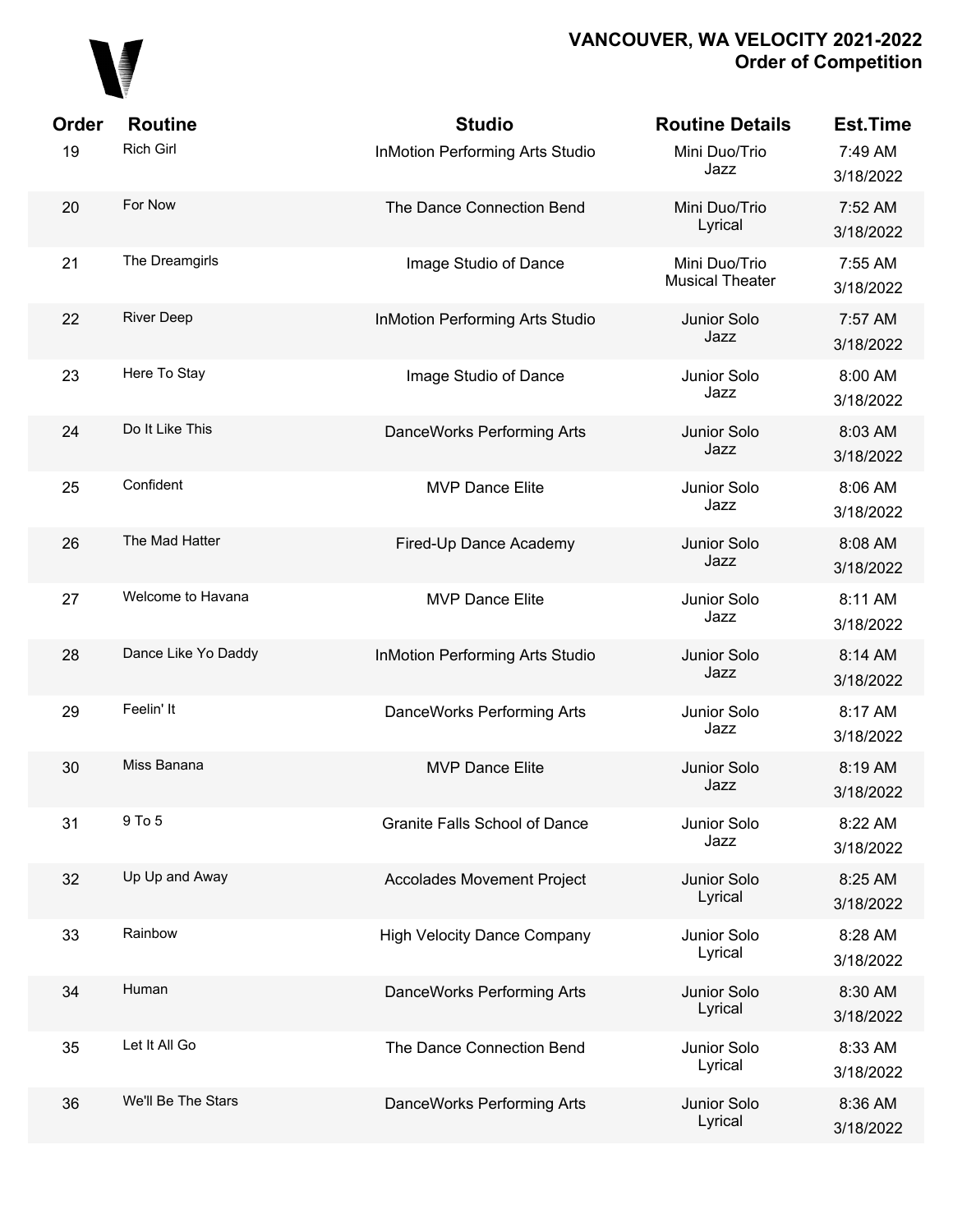**VANCOUVER, WA VELOCITY 2021-2022**
**Order of Competition**

| Order | Routine | Studio | Routine Details | Est.Time |
|---|---|---|---|---|
| 19 | Rich Girl | InMotion Performing Arts Studio | Mini Duo/Trio Jazz | 7:49 AM 3/18/2022 |
| 20 | For Now | The Dance Connection Bend | Mini Duo/Trio Lyrical | 7:52 AM 3/18/2022 |
| 21 | The Dreamgirls | Image Studio of Dance | Mini Duo/Trio Musical Theater | 7:55 AM 3/18/2022 |
| 22 | River Deep | InMotion Performing Arts Studio | Junior Solo Jazz | 7:57 AM 3/18/2022 |
| 23 | Here To Stay | Image Studio of Dance | Junior Solo Jazz | 8:00 AM 3/18/2022 |
| 24 | Do It Like This | DanceWorks Performing Arts | Junior Solo Jazz | 8:03 AM 3/18/2022 |
| 25 | Confident | MVP Dance Elite | Junior Solo Jazz | 8:06 AM 3/18/2022 |
| 26 | The Mad Hatter | Fired-Up Dance Academy | Junior Solo Jazz | 8:08 AM 3/18/2022 |
| 27 | Welcome to Havana | MVP Dance Elite | Junior Solo Jazz | 8:11 AM 3/18/2022 |
| 28 | Dance Like Yo Daddy | InMotion Performing Arts Studio | Junior Solo Jazz | 8:14 AM 3/18/2022 |
| 29 | Feelin' It | DanceWorks Performing Arts | Junior Solo Jazz | 8:17 AM 3/18/2022 |
| 30 | Miss Banana | MVP Dance Elite | Junior Solo Jazz | 8:19 AM 3/18/2022 |
| 31 | 9 To 5 | Granite Falls School of Dance | Junior Solo Jazz | 8:22 AM 3/18/2022 |
| 32 | Up Up and Away | Accolades Movement Project | Junior Solo Lyrical | 8:25 AM 3/18/2022 |
| 33 | Rainbow | High Velocity Dance Company | Junior Solo Lyrical | 8:28 AM 3/18/2022 |
| 34 | Human | DanceWorks Performing Arts | Junior Solo Lyrical | 8:30 AM 3/18/2022 |
| 35 | Let It All Go | The Dance Connection Bend | Junior Solo Lyrical | 8:33 AM 3/18/2022 |
| 36 | We'll Be The Stars | DanceWorks Performing Arts | Junior Solo Lyrical | 8:36 AM 3/18/2022 |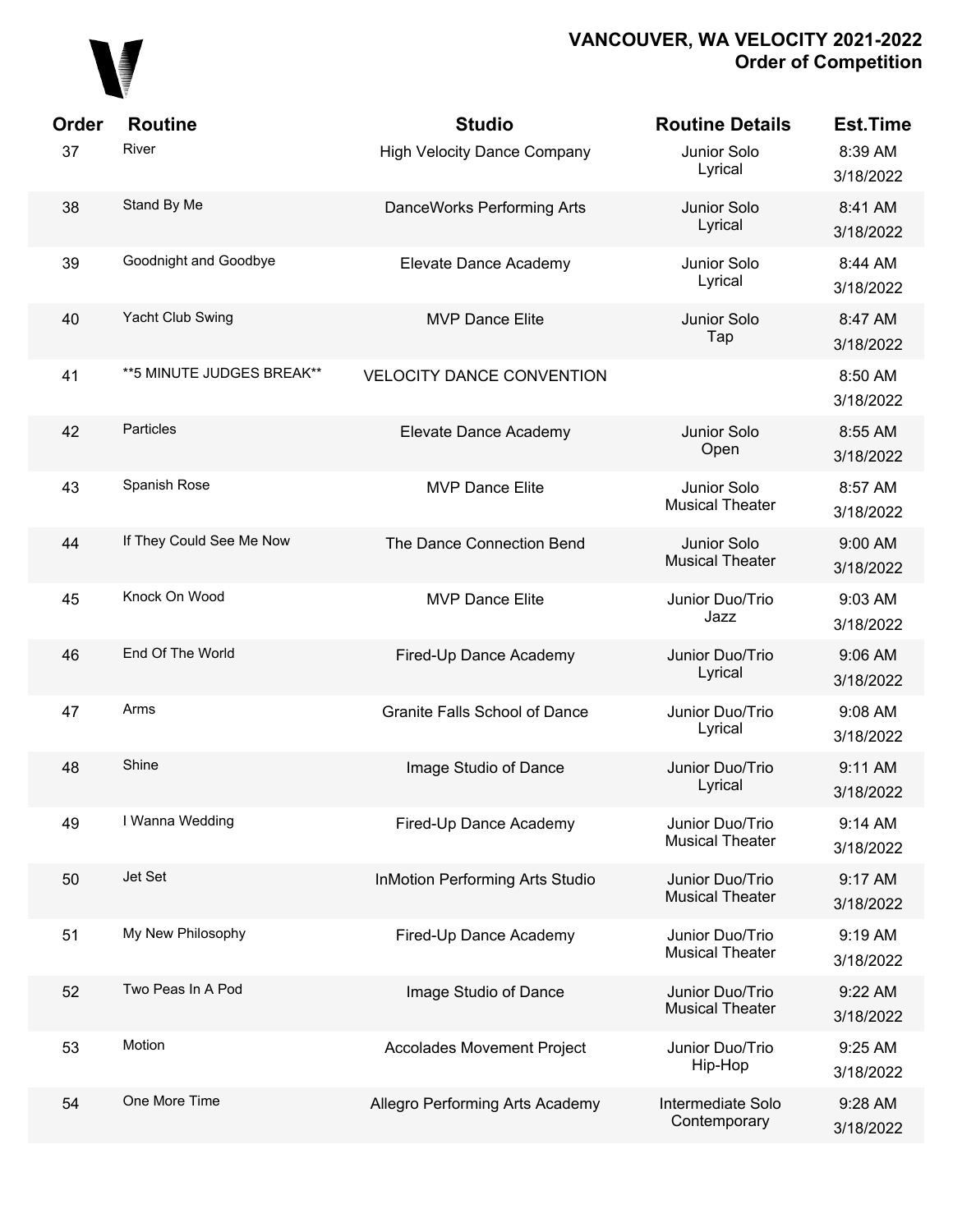# VANCOUVER, WA VELOCITY 2021-2022
## Order of Competition

| Order | Routine | Studio | Routine Details | Est.Time |
| --- | --- | --- | --- | --- |
| 37 | River | High Velocity Dance Company | Junior Solo Lyrical | 8:39 AM 3/18/2022 |
| 38 | Stand By Me | DanceWorks Performing Arts | Junior Solo Lyrical | 8:41 AM 3/18/2022 |
| 39 | Goodnight and Goodbye | Elevate Dance Academy | Junior Solo Lyrical | 8:44 AM 3/18/2022 |
| 40 | Yacht Club Swing | MVP Dance Elite | Junior Solo Tap | 8:47 AM 3/18/2022 |
| 41 | **5 MINUTE JUDGES BREAK** | VELOCITY DANCE CONVENTION | | 8:50 AM 3/18/2022 |
| 42 | Particles | Elevate Dance Academy | Junior Solo Open | 8:55 AM 3/18/2022 |
| 43 | Spanish Rose | MVP Dance Elite | Junior Solo Musical Theater | 8:57 AM 3/18/2022 |
| 44 | If They Could See Me Now | The Dance Connection Bend | Junior Solo Musical Theater | 9:00 AM 3/18/2022 |
| 45 | Knock On Wood | MVP Dance Elite | Junior Duo/Trio Jazz | 9:03 AM 3/18/2022 |
| 46 | End Of The World | Fired-Up Dance Academy | Junior Duo/Trio Lyrical | 9:06 AM 3/18/2022 |
| 47 | Arms | Granite Falls School of Dance | Junior Duo/Trio Lyrical | 9:08 AM 3/18/2022 |
| 48 | Shine | Image Studio of Dance | Junior Duo/Trio Lyrical | 9:11 AM 3/18/2022 |
| 49 | I Wanna Wedding | Fired-Up Dance Academy | Junior Duo/Trio Musical Theater | 9:14 AM 3/18/2022 |
| 50 | Jet Set | InMotion Performing Arts Studio | Junior Duo/Trio Musical Theater | 9:17 AM 3/18/2022 |
| 51 | My New Philosophy | Fired-Up Dance Academy | Junior Duo/Trio Musical Theater | 9:19 AM 3/18/2022 |
| 52 | Two Peas In A Pod | Image Studio of Dance | Junior Duo/Trio Musical Theater | 9:22 AM 3/18/2022 |
| 53 | Motion | Accolades Movement Project | Junior Duo/Trio Hip-Hop | 9:25 AM 3/18/2022 |
| 54 | One More Time | Allegro Performing Arts Academy | Intermediate Solo Contemporary | 9:28 AM 3/18/2022 |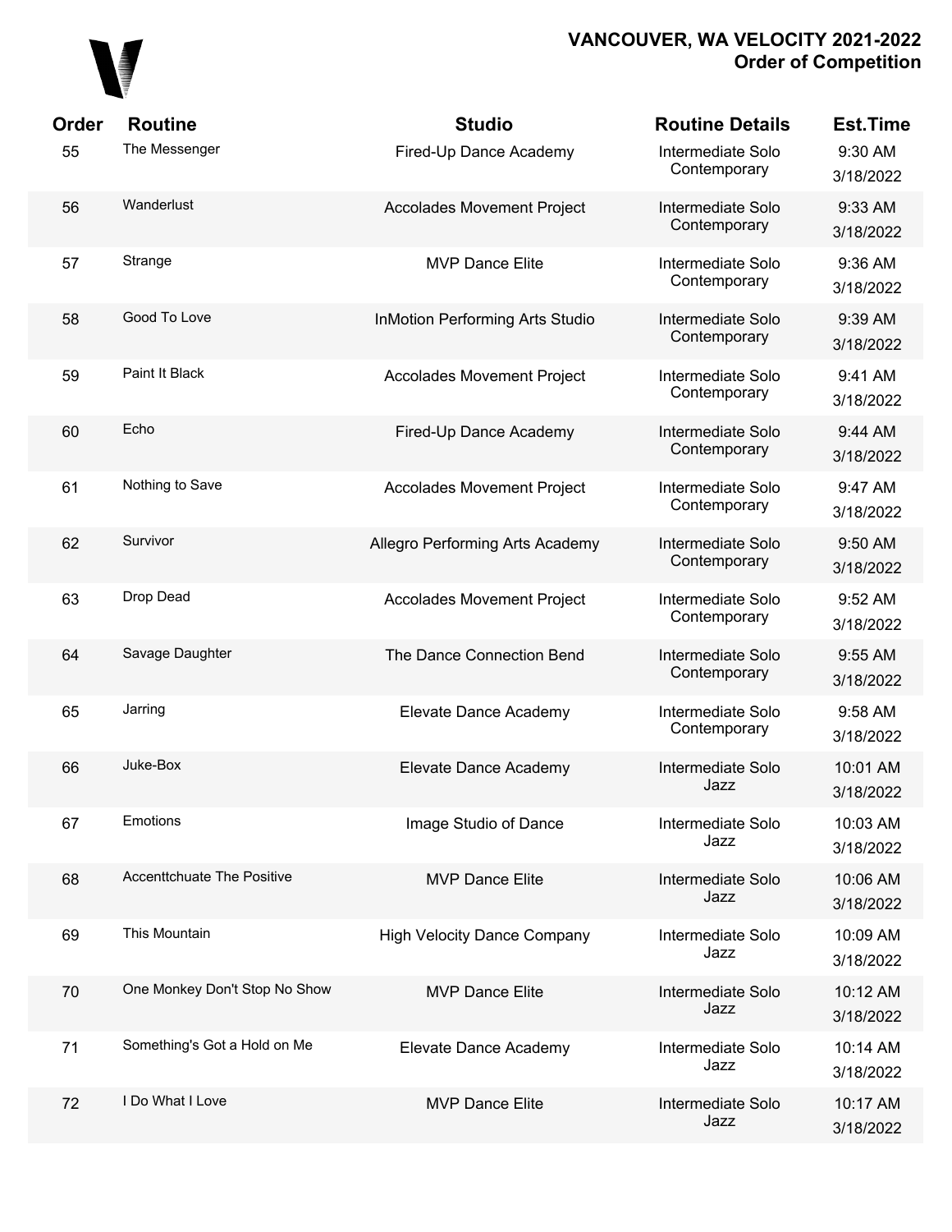# VANCOUVER, WA VELOCITY 2021-2022
## Order of Competition

| Order | Routine | Studio | Routine Details | Est.Time |
|---|---|---|---|---|
| 55 | The Messenger | Fired-Up Dance Academy | Intermediate Solo Contemporary | 9:30 AM 3/18/2022 |
| 56 | Wanderlust | Accolades Movement Project | Intermediate Solo Contemporary | 9:33 AM 3/18/2022 |
| 57 | Strange | MVP Dance Elite | Intermediate Solo Contemporary | 9:36 AM 3/18/2022 |
| 58 | Good To Love | InMotion Performing Arts Studio | Intermediate Solo Contemporary | 9:39 AM 3/18/2022 |
| 59 | Paint It Black | Accolades Movement Project | Intermediate Solo Contemporary | 9:41 AM 3/18/2022 |
| 60 | Echo | Fired-Up Dance Academy | Intermediate Solo Contemporary | 9:44 AM 3/18/2022 |
| 61 | Nothing to Save | Accolades Movement Project | Intermediate Solo Contemporary | 9:47 AM 3/18/2022 |
| 62 | Survivor | Allegro Performing Arts Academy | Intermediate Solo Contemporary | 9:50 AM 3/18/2022 |
| 63 | Drop Dead | Accolades Movement Project | Intermediate Solo Contemporary | 9:52 AM 3/18/2022 |
| 64 | Savage Daughter | The Dance Connection Bend | Intermediate Solo Contemporary | 9:55 AM 3/18/2022 |
| 65 | Jarring | Elevate Dance Academy | Intermediate Solo Contemporary | 9:58 AM 3/18/2022 |
| 66 | Juke-Box | Elevate Dance Academy | Intermediate Solo Jazz | 10:01 AM 3/18/2022 |
| 67 | Emotions | Image Studio of Dance | Intermediate Solo Jazz | 10:03 AM 3/18/2022 |
| 68 | Accenttchuate The Positive | MVP Dance Elite | Intermediate Solo Jazz | 10:06 AM 3/18/2022 |
| 69 | This Mountain | High Velocity Dance Company | Intermediate Solo Jazz | 10:09 AM 3/18/2022 |
| 70 | One Monkey Don't Stop No Show | MVP Dance Elite | Intermediate Solo Jazz | 10:12 AM 3/18/2022 |
| 71 | Something's Got a Hold on Me | Elevate Dance Academy | Intermediate Solo Jazz | 10:14 AM 3/18/2022 |
| 72 | I Do What I Love | MVP Dance Elite | Intermediate Solo Jazz | 10:17 AM 3/18/2022 |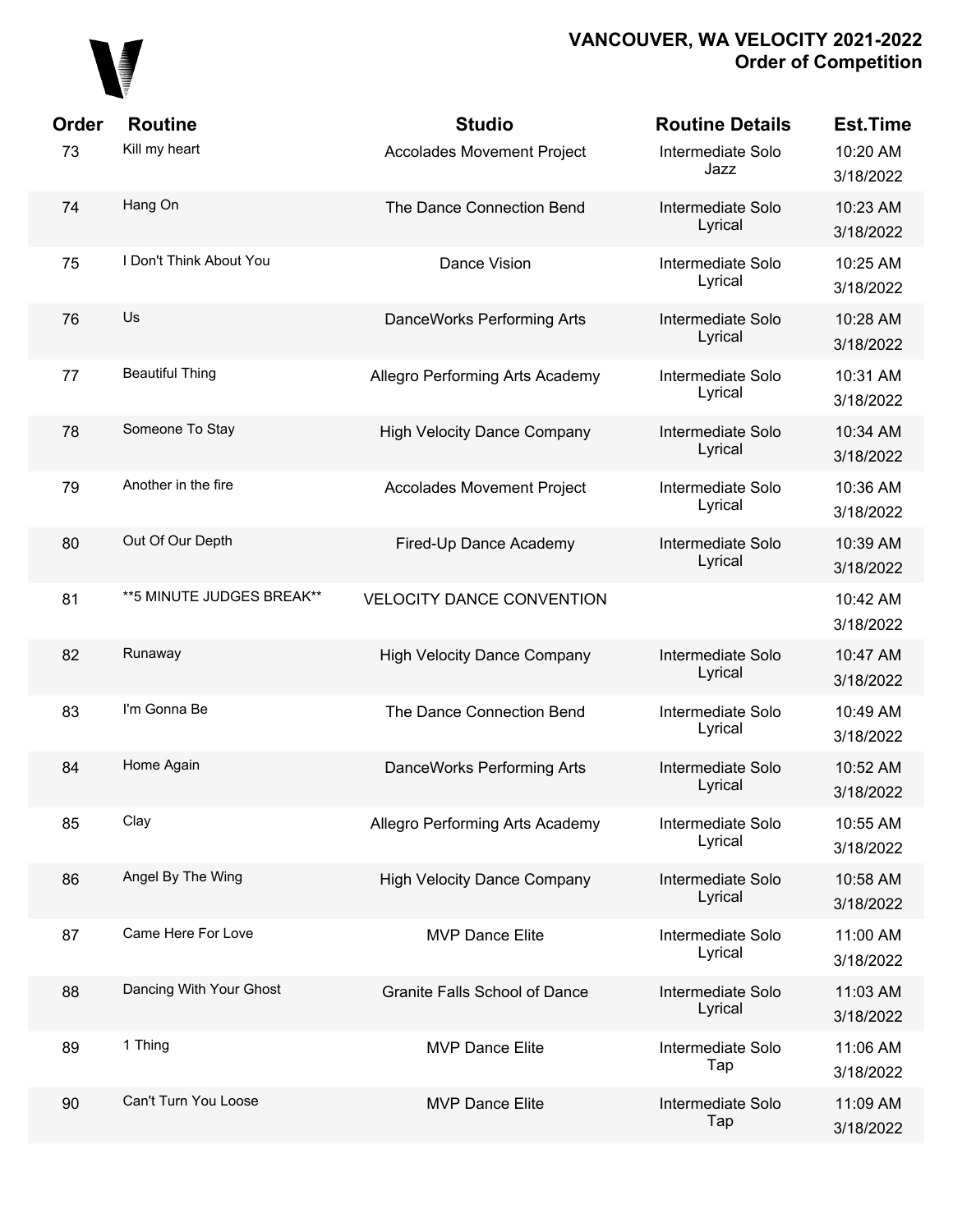# VANCOUVER, WA VELOCITY 2021-2022
## Order of Competition

| Order | Routine | Studio | Routine Details | Est.Time |
|---|---|---|---|---|
| 73 | Kill my heart | Accolades Movement Project | Intermediate Solo Jazz | 10:20 AM 3/18/2022 |
| 74 | Hang On | The Dance Connection Bend | Intermediate Solo Lyrical | 10:23 AM 3/18/2022 |
| 75 | I Don't Think About You | Dance Vision | Intermediate Solo Lyrical | 10:25 AM 3/18/2022 |
| 76 | Us | DanceWorks Performing Arts | Intermediate Solo Lyrical | 10:28 AM 3/18/2022 |
| 77 | Beautiful Thing | Allegro Performing Arts Academy | Intermediate Solo Lyrical | 10:31 AM 3/18/2022 |
| 78 | Someone To Stay | High Velocity Dance Company | Intermediate Solo Lyrical | 10:34 AM 3/18/2022 |
| 79 | Another in the fire | Accolades Movement Project | Intermediate Solo Lyrical | 10:36 AM 3/18/2022 |
| 80 | Out Of Our Depth | Fired-Up Dance Academy | Intermediate Solo Lyrical | 10:39 AM 3/18/2022 |
| 81 | **5 MINUTE JUDGES BREAK** | VELOCITY DANCE CONVENTION | | 10:42 AM 3/18/2022 |
| 82 | Runaway | High Velocity Dance Company | Intermediate Solo Lyrical | 10:47 AM 3/18/2022 |
| 83 | I'm Gonna Be | The Dance Connection Bend | Intermediate Solo Lyrical | 10:49 AM 3/18/2022 |
| 84 | Home Again | DanceWorks Performing Arts | Intermediate Solo Lyrical | 10:52 AM 3/18/2022 |
| 85 | Clay | Allegro Performing Arts Academy | Intermediate Solo Lyrical | 10:55 AM 3/18/2022 |
| 86 | Angel By The Wing | High Velocity Dance Company | Intermediate Solo Lyrical | 10:58 AM 3/18/2022 |
| 87 | Came Here For Love | MVP Dance Elite | Intermediate Solo Lyrical | 11:00 AM 3/18/2022 |
| 88 | Dancing With Your Ghost | Granite Falls School of Dance | Intermediate Solo Lyrical | 11:03 AM 3/18/2022 |
| 89 | 1 Thing | MVP Dance Elite | Intermediate Solo Tap | 11:06 AM 3/18/2022 |
| 90 | Can't Turn You Loose | MVP Dance Elite | Intermediate Solo Tap | 11:09 AM 3/18/2022 |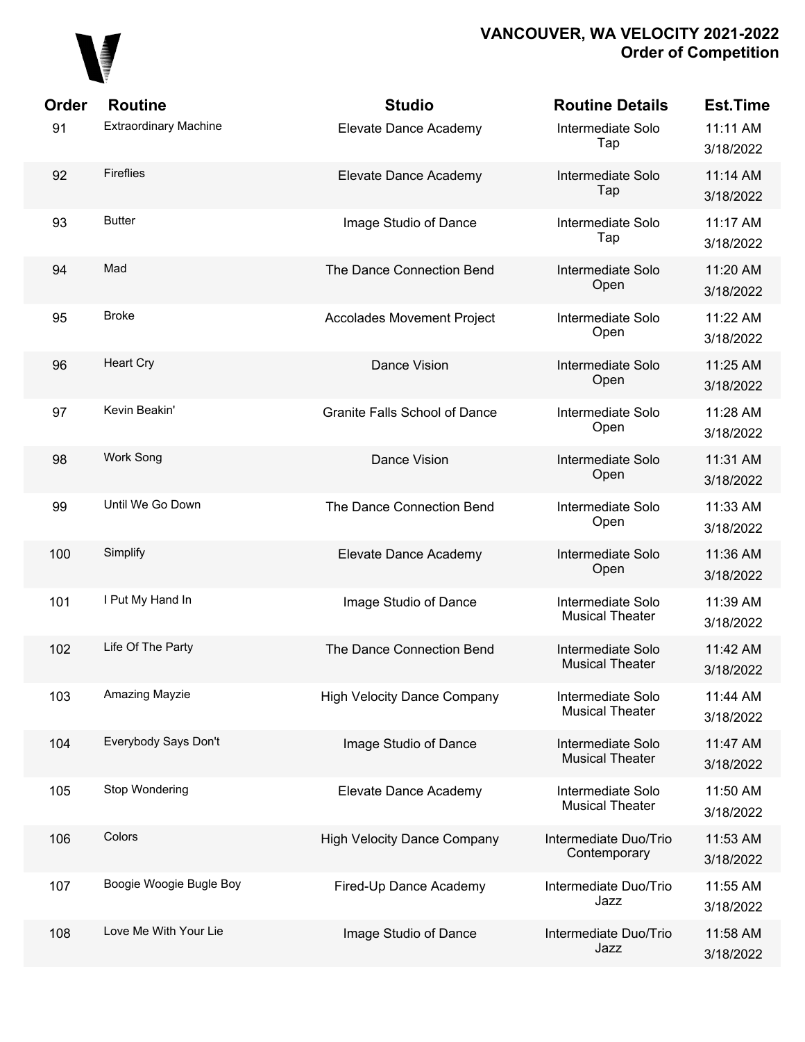## VANCOUVER, WA VELOCITY 2021-2022
## Order of Competition

| Order | Routine | Studio | Routine Details | Est.Time |
|---|---|---|---|---|
| 91 | Extraordinary Machine | Elevate Dance Academy | Intermediate Solo Tap | 11:11 AM 3/18/2022 |
| 92 | Fireflies | Elevate Dance Academy | Intermediate Solo Tap | 11:14 AM 3/18/2022 |
| 93 | Butter | Image Studio of Dance | Intermediate Solo Tap | 11:17 AM 3/18/2022 |
| 94 | Mad | The Dance Connection Bend | Intermediate Solo Open | 11:20 AM 3/18/2022 |
| 95 | Broke | Accolades Movement Project | Intermediate Solo Open | 11:22 AM 3/18/2022 |
| 96 | Heart Cry | Dance Vision | Intermediate Solo Open | 11:25 AM 3/18/2022 |
| 97 | Kevin Beakin' | Granite Falls School of Dance | Intermediate Solo Open | 11:28 AM 3/18/2022 |
| 98 | Work Song | Dance Vision | Intermediate Solo Open | 11:31 AM 3/18/2022 |
| 99 | Until We Go Down | The Dance Connection Bend | Intermediate Solo Open | 11:33 AM 3/18/2022 |
| 100 | Simplify | Elevate Dance Academy | Intermediate Solo Open | 11:36 AM 3/18/2022 |
| 101 | I Put My Hand In | Image Studio of Dance | Intermediate Solo Musical Theater | 11:39 AM 3/18/2022 |
| 102 | Life Of The Party | The Dance Connection Bend | Intermediate Solo Musical Theater | 11:42 AM 3/18/2022 |
| 103 | Amazing Mayzie | High Velocity Dance Company | Intermediate Solo Musical Theater | 11:44 AM 3/18/2022 |
| 104 | Everybody Says Don't | Image Studio of Dance | Intermediate Solo Musical Theater | 11:47 AM 3/18/2022 |
| 105 | Stop Wondering | Elevate Dance Academy | Intermediate Solo Musical Theater | 11:50 AM 3/18/2022 |
| 106 | Colors | High Velocity Dance Company | Intermediate Duo/Trio Contemporary | 11:53 AM 3/18/2022 |
| 107 | Boogie Woogie Bugle Boy | Fired-Up Dance Academy | Intermediate Duo/Trio Jazz | 11:55 AM 3/18/2022 |
| 108 | Love Me With Your Lie | Image Studio of Dance | Intermediate Duo/Trio Jazz | 11:58 AM 3/18/2022 |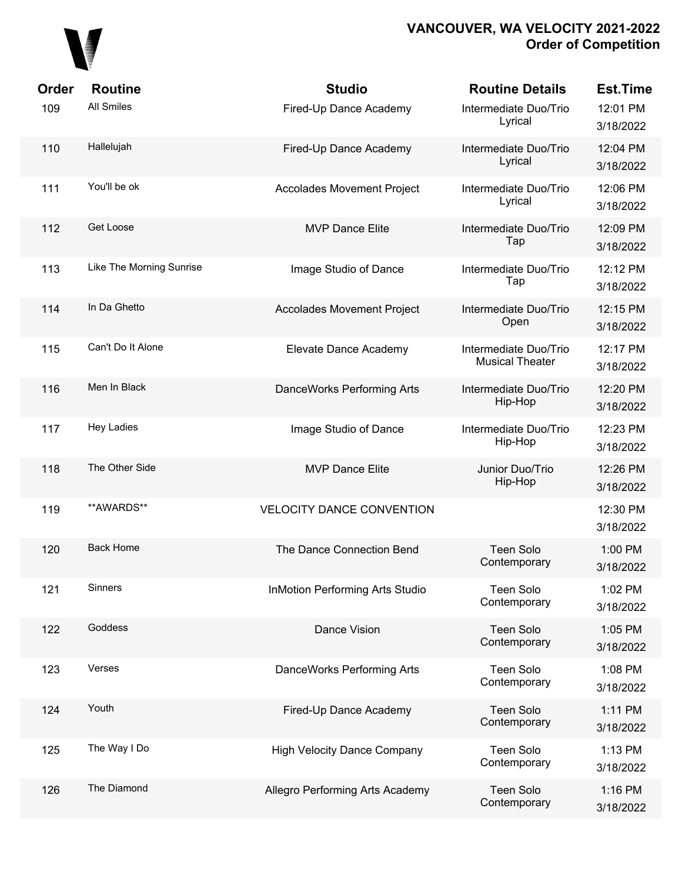# VANCOUVER, WA VELOCITY 2021-2022
## Order of Competition

| Order | Routine | Studio | Routine Details | Est.Time |
|---|---|---|---|---|
| 109 | All Smiles | Fired-Up Dance Academy | Intermediate Duo/Trio Lyrical | 12:01 PM 3/18/2022 |
| 110 | Hallelujah | Fired-Up Dance Academy | Intermediate Duo/Trio Lyrical | 12:04 PM 3/18/2022 |
| 111 | You'll be ok | Accolades Movement Project | Intermediate Duo/Trio Lyrical | 12:06 PM 3/18/2022 |
| 112 | Get Loose | MVP Dance Elite | Intermediate Duo/Trio Tap | 12:09 PM 3/18/2022 |
| 113 | Like The Morning Sunrise | Image Studio of Dance | Intermediate Duo/Trio Tap | 12:12 PM 3/18/2022 |
| 114 | In Da Ghetto | Accolades Movement Project | Intermediate Duo/Trio Open | 12:15 PM 3/18/2022 |
| 115 | Can't Do It Alone | Elevate Dance Academy | Intermediate Duo/Trio Musical Theater | 12:17 PM 3/18/2022 |
| 116 | Men In Black | DanceWorks Performing Arts | Intermediate Duo/Trio Hip-Hop | 12:20 PM 3/18/2022 |
| 117 | Hey Ladies | Image Studio of Dance | Intermediate Duo/Trio Hip-Hop | 12:23 PM 3/18/2022 |
| 118 | The Other Side | MVP Dance Elite | Junior Duo/Trio Hip-Hop | 12:26 PM 3/18/2022 |
| 119 | **AWARDS** | VELOCITY DANCE CONVENTION | | 12:30 PM 3/18/2022 |
| 120 | Back Home | The Dance Connection Bend | Teen Solo Contemporary | 1:00 PM 3/18/2022 |
| 121 | Sinners | InMotion Performing Arts Studio | Teen Solo Contemporary | 1:02 PM 3/18/2022 |
| 122 | Goddess | Dance Vision | Teen Solo Contemporary | 1:05 PM 3/18/2022 |
| 123 | Verses | DanceWorks Performing Arts | Teen Solo Contemporary | 1:08 PM 3/18/2022 |
| 124 | Youth | Fired-Up Dance Academy | Teen Solo Contemporary | 1:11 PM 3/18/2022 |
| 125 | The Way I Do | High Velocity Dance Company | Teen Solo Contemporary | 1:13 PM 3/18/2022 |
| 126 | The Diamond | Allegro Performing Arts Academy | Teen Solo Contemporary | 1:16 PM 3/18/2022 |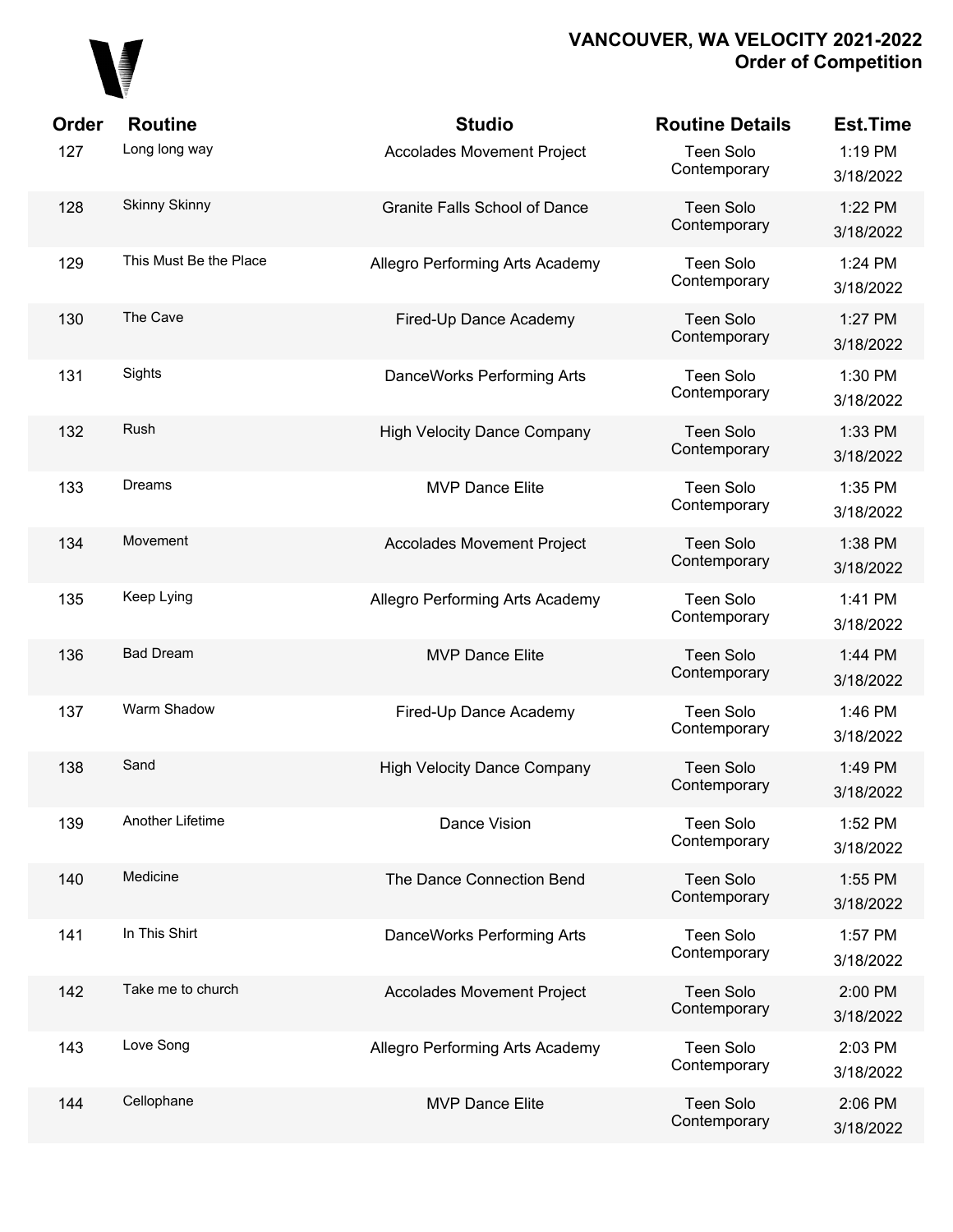# VANCOUVER, WA VELOCITY 2021-2022
## Order of Competition

| Order | Routine | Studio | Routine Details | Est.Time |
|---|---|---|---|---|
| 127 | Long long way | Accolades Movement Project | Teen Solo Contemporary | 1:19 PM 3/18/2022 |
| 128 | Skinny Skinny | Granite Falls School of Dance | Teen Solo Contemporary | 1:22 PM 3/18/2022 |
| 129 | This Must Be the Place | Allegro Performing Arts Academy | Teen Solo Contemporary | 1:24 PM 3/18/2022 |
| 130 | The Cave | Fired-Up Dance Academy | Teen Solo Contemporary | 1:27 PM 3/18/2022 |
| 131 | Sights | DanceWorks Performing Arts | Teen Solo Contemporary | 1:30 PM 3/18/2022 |
| 132 | Rush | High Velocity Dance Company | Teen Solo Contemporary | 1:33 PM 3/18/2022 |
| 133 | Dreams | MVP Dance Elite | Teen Solo Contemporary | 1:35 PM 3/18/2022 |
| 134 | Movement | Accolades Movement Project | Teen Solo Contemporary | 1:38 PM 3/18/2022 |
| 135 | Keep Lying | Allegro Performing Arts Academy | Teen Solo Contemporary | 1:41 PM 3/18/2022 |
| 136 | Bad Dream | MVP Dance Elite | Teen Solo Contemporary | 1:44 PM 3/18/2022 |
| 137 | Warm Shadow | Fired-Up Dance Academy | Teen Solo Contemporary | 1:46 PM 3/18/2022 |
| 138 | Sand | High Velocity Dance Company | Teen Solo Contemporary | 1:49 PM 3/18/2022 |
| 139 | Another Lifetime | Dance Vision | Teen Solo Contemporary | 1:52 PM 3/18/2022 |
| 140 | Medicine | The Dance Connection Bend | Teen Solo Contemporary | 1:55 PM 3/18/2022 |
| 141 | In This Shirt | DanceWorks Performing Arts | Teen Solo Contemporary | 1:57 PM 3/18/2022 |
| 142 | Take me to church | Accolades Movement Project | Teen Solo Contemporary | 2:00 PM 3/18/2022 |
| 143 | Love Song | Allegro Performing Arts Academy | Teen Solo Contemporary | 2:03 PM 3/18/2022 |
| 144 | Cellophane | MVP Dance Elite | Teen Solo Contemporary | 2:06 PM 3/18/2022 |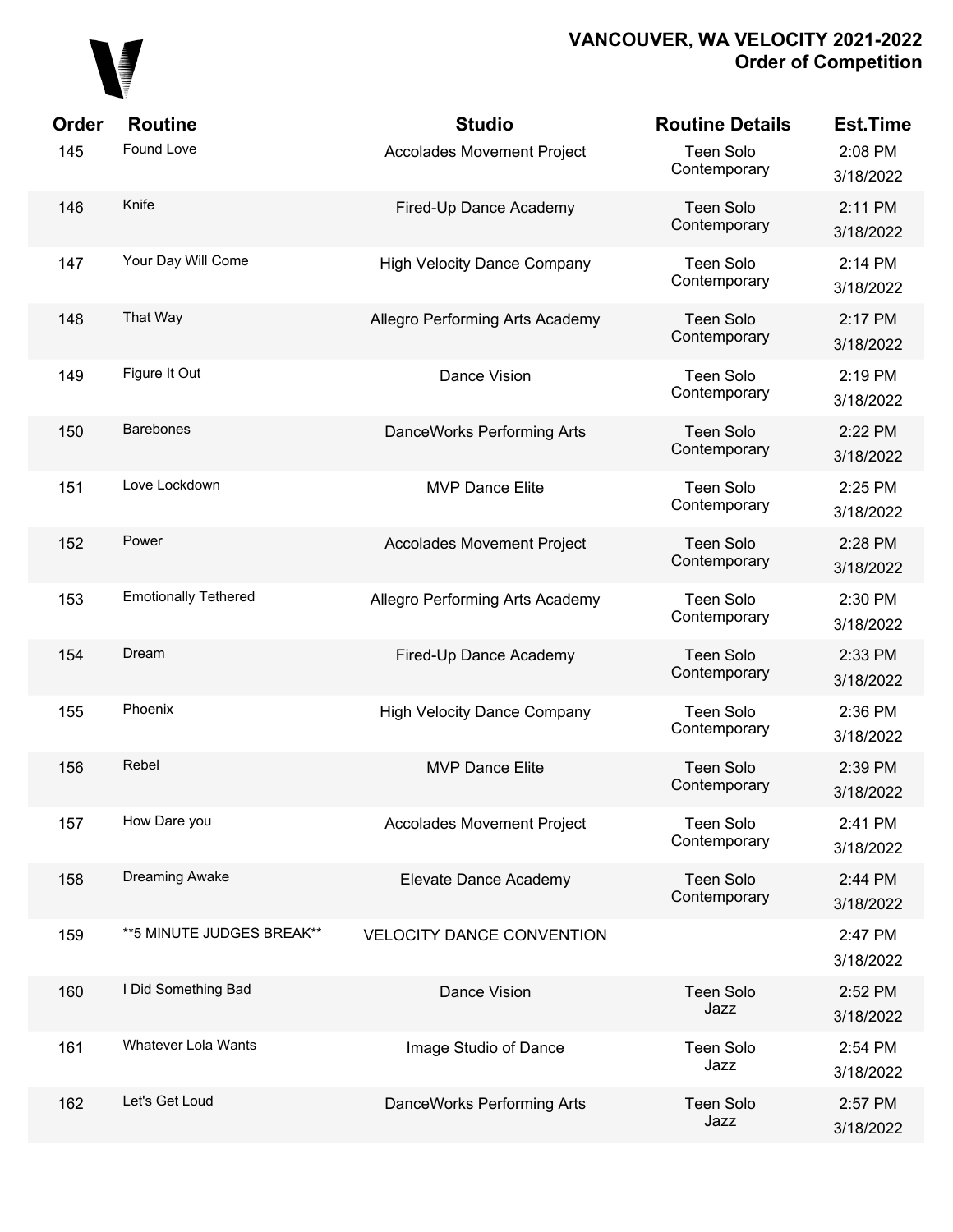# VANCOUVER, WA VELOCITY 2021-2022
## Order of Competition

| Order | Routine | Studio | Routine Details | Est.Time |
|---|---|---|---|---|
| 145 | Found Love | Accolades Movement Project | Teen Solo Contemporary | 2:08 PM 3/18/2022 |
| 146 | Knife | Fired-Up Dance Academy | Teen Solo Contemporary | 2:11 PM 3/18/2022 |
| 147 | Your Day Will Come | High Velocity Dance Company | Teen Solo Contemporary | 2:14 PM 3/18/2022 |
| 148 | That Way | Allegro Performing Arts Academy | Teen Solo Contemporary | 2:17 PM 3/18/2022 |
| 149 | Figure It Out | Dance Vision | Teen Solo Contemporary | 2:19 PM 3/18/2022 |
| 150 | Barebones | DanceWorks Performing Arts | Teen Solo Contemporary | 2:22 PM 3/18/2022 |
| 151 | Love Lockdown | MVP Dance Elite | Teen Solo Contemporary | 2:25 PM 3/18/2022 |
| 152 | Power | Accolades Movement Project | Teen Solo Contemporary | 2:28 PM 3/18/2022 |
| 153 | Emotionally Tethered | Allegro Performing Arts Academy | Teen Solo Contemporary | 2:30 PM 3/18/2022 |
| 154 | Dream | Fired-Up Dance Academy | Teen Solo Contemporary | 2:33 PM 3/18/2022 |
| 155 | Phoenix | High Velocity Dance Company | Teen Solo Contemporary | 2:36 PM 3/18/2022 |
| 156 | Rebel | MVP Dance Elite | Teen Solo Contemporary | 2:39 PM 3/18/2022 |
| 157 | How Dare you | Accolades Movement Project | Teen Solo Contemporary | 2:41 PM 3/18/2022 |
| 158 | Dreaming Awake | Elevate Dance Academy | Teen Solo Contemporary | 2:44 PM 3/18/2022 |
| 159 | **5 MINUTE JUDGES BREAK** | VELOCITY DANCE CONVENTION | | 2:47 PM 3/18/2022 |
| 160 | I Did Something Bad | Dance Vision | Teen Solo Jazz | 2:52 PM 3/18/2022 |
| 161 | Whatever Lola Wants | Image Studio of Dance | Teen Solo Jazz | 2:54 PM 3/18/2022 |
| 162 | Let's Get Loud | DanceWorks Performing Arts | Teen Solo Jazz | 2:57 PM 3/18/2022 |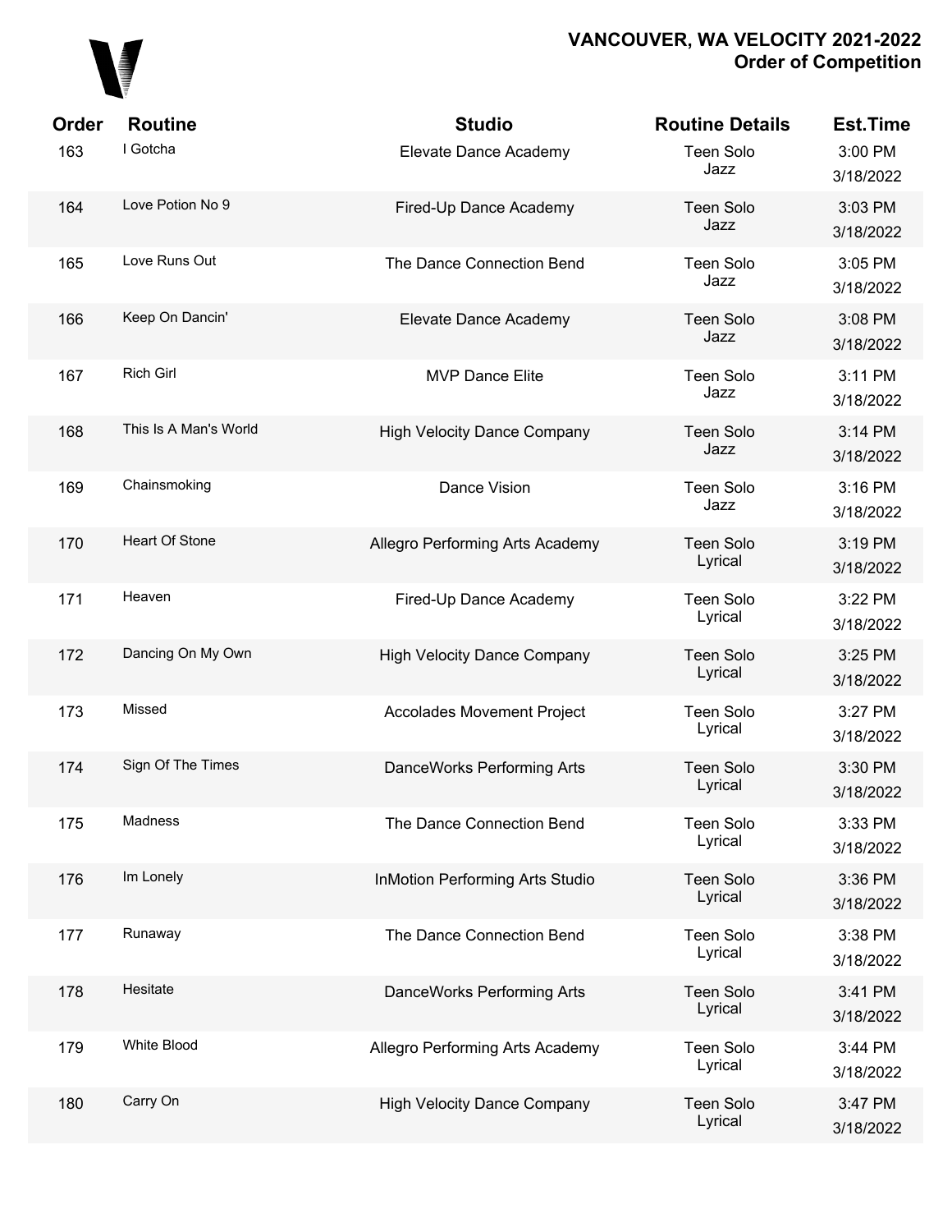# VANCOUVER, WA VELOCITY 2021-2022
## Order of Competition

| Order | Routine | Studio | Routine Details | Est.Time |
|---|---|---|---|---|
| 163 | I Gotcha | Elevate Dance Academy | Teen Solo Jazz | 3:00 PM 3/18/2022 |
| 164 | Love Potion No 9 | Fired-Up Dance Academy | Teen Solo Jazz | 3:03 PM 3/18/2022 |
| 165 | Love Runs Out | The Dance Connection Bend | Teen Solo Jazz | 3:05 PM 3/18/2022 |
| 166 | Keep On Dancin' | Elevate Dance Academy | Teen Solo Jazz | 3:08 PM 3/18/2022 |
| 167 | Rich Girl | MVP Dance Elite | Teen Solo Jazz | 3:11 PM 3/18/2022 |
| 168 | This Is A Man's World | High Velocity Dance Company | Teen Solo Jazz | 3:14 PM 3/18/2022 |
| 169 | Chainsmoking | Dance Vision | Teen Solo Jazz | 3:16 PM 3/18/2022 |
| 170 | Heart Of Stone | Allegro Performing Arts Academy | Teen Solo Lyrical | 3:19 PM 3/18/2022 |
| 171 | Heaven | Fired-Up Dance Academy | Teen Solo Lyrical | 3:22 PM 3/18/2022 |
| 172 | Dancing On My Own | High Velocity Dance Company | Teen Solo Lyrical | 3:25 PM 3/18/2022 |
| 173 | Missed | Accolades Movement Project | Teen Solo Lyrical | 3:27 PM 3/18/2022 |
| 174 | Sign Of The Times | DanceWorks Performing Arts | Teen Solo Lyrical | 3:30 PM 3/18/2022 |
| 175 | Madness | The Dance Connection Bend | Teen Solo Lyrical | 3:33 PM 3/18/2022 |
| 176 | Im Lonely | InMotion Performing Arts Studio | Teen Solo Lyrical | 3:36 PM 3/18/2022 |
| 177 | Runaway | The Dance Connection Bend | Teen Solo Lyrical | 3:38 PM 3/18/2022 |
| 178 | Hesitate | DanceWorks Performing Arts | Teen Solo Lyrical | 3:41 PM 3/18/2022 |
| 179 | White Blood | Allegro Performing Arts Academy | Teen Solo Lyrical | 3:44 PM 3/18/2022 |
| 180 | Carry On | High Velocity Dance Company | Teen Solo Lyrical | 3:47 PM 3/18/2022 |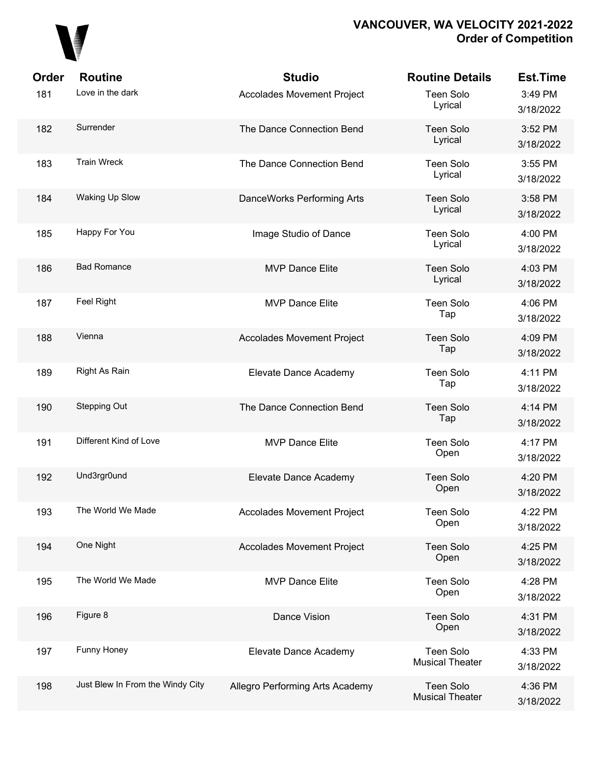# VANCOUVER, WA VELOCITY 2021-2022
## Order of Competition

| Order | Routine | Studio | Routine Details | Est.Time |
|---|---|---|---|---|
| 181 | Love in the dark | Accolades Movement Project | Teen Solo Lyrical | 3:49 PM 3/18/2022 |
| 182 | Surrender | The Dance Connection Bend | Teen Solo Lyrical | 3:52 PM 3/18/2022 |
| 183 | Train Wreck | The Dance Connection Bend | Teen Solo Lyrical | 3:55 PM 3/18/2022 |
| 184 | Waking Up Slow | DanceWorks Performing Arts | Teen Solo Lyrical | 3:58 PM 3/18/2022 |
| 185 | Happy For You | Image Studio of Dance | Teen Solo Lyrical | 4:00 PM 3/18/2022 |
| 186 | Bad Romance | MVP Dance Elite | Teen Solo Lyrical | 4:03 PM 3/18/2022 |
| 187 | Feel Right | MVP Dance Elite | Teen Solo Tap | 4:06 PM 3/18/2022 |
| 188 | Vienna | Accolades Movement Project | Teen Solo Tap | 4:09 PM 3/18/2022 |
| 189 | Right As Rain | Elevate Dance Academy | Teen Solo Tap | 4:11 PM 3/18/2022 |
| 190 | Stepping Out | The Dance Connection Bend | Teen Solo Tap | 4:14 PM 3/18/2022 |
| 191 | Different Kind of Love | MVP Dance Elite | Teen Solo Open | 4:17 PM 3/18/2022 |
| 192 | Und3rgr0und | Elevate Dance Academy | Teen Solo Open | 4:20 PM 3/18/2022 |
| 193 | The World We Made | Accolades Movement Project | Teen Solo Open | 4:22 PM 3/18/2022 |
| 194 | One Night | Accolades Movement Project | Teen Solo Open | 4:25 PM 3/18/2022 |
| 195 | The World We Made | MVP Dance Elite | Teen Solo Open | 4:28 PM 3/18/2022 |
| 196 | Figure 8 | Dance Vision | Teen Solo Open | 4:31 PM 3/18/2022 |
| 197 | Funny Honey | Elevate Dance Academy | Teen Solo Musical Theater | 4:33 PM 3/18/2022 |
| 198 | Just Blew In From the Windy City | Allegro Performing Arts Academy | Teen Solo Musical Theater | 4:36 PM 3/18/2022 |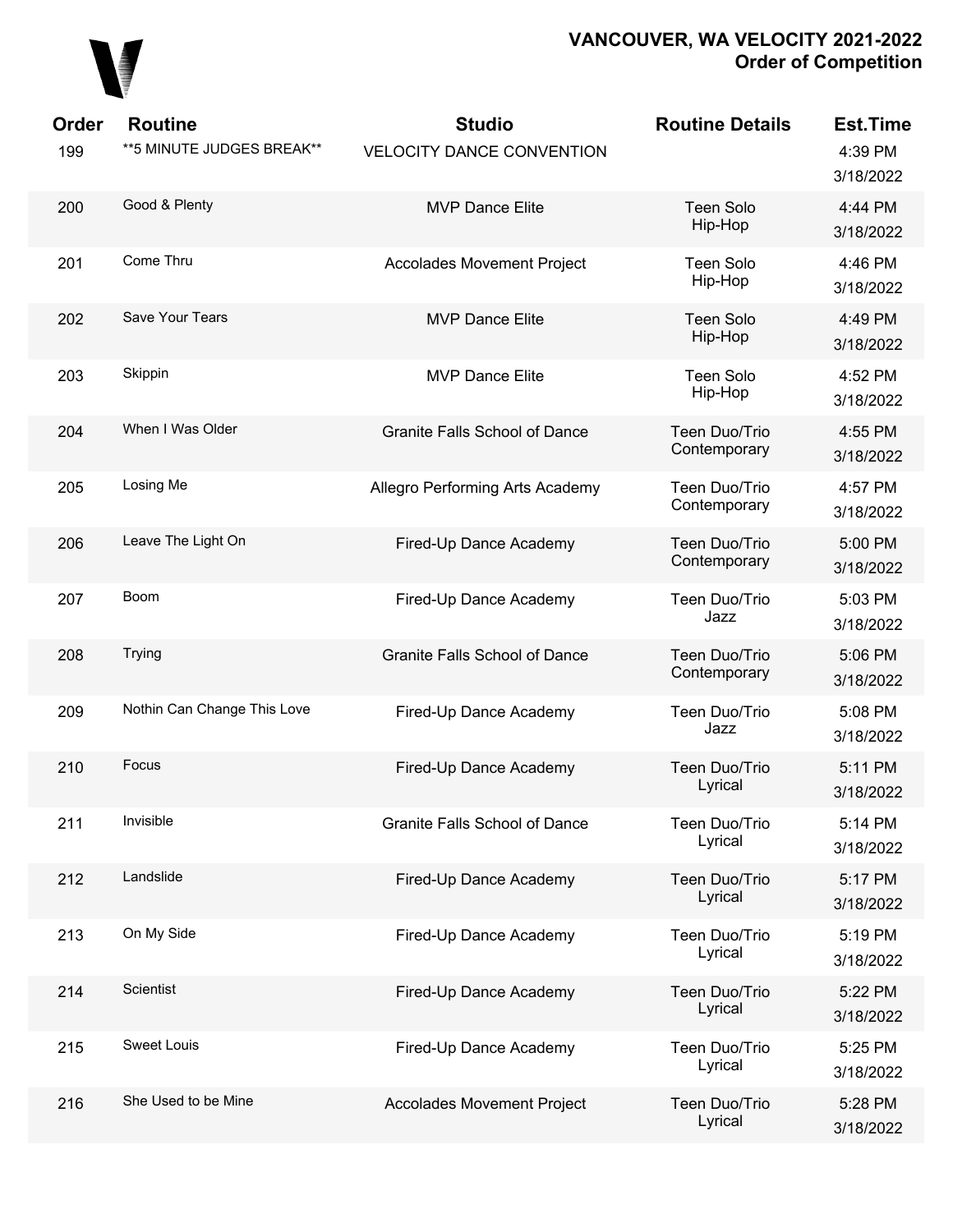# VANCOUVER, WA VELOCITY 2021-2022
## Order of Competition

| Order | Routine | Studio | Routine Details | Est.Time |
|---|---|---|---|---|
| 199 | **5 MINUTE JUDGES BREAK** | VELOCITY DANCE CONVENTION | | 4:39 PM 3/18/2022 |
| 200 | Good & Plenty | MVP Dance Elite | Teen Solo Hip-Hop | 4:44 PM 3/18/2022 |
| 201 | Come Thru | Accolades Movement Project | Teen Solo Hip-Hop | 4:46 PM 3/18/2022 |
| 202 | Save Your Tears | MVP Dance Elite | Teen Solo Hip-Hop | 4:49 PM 3/18/2022 |
| 203 | Skippin | MVP Dance Elite | Teen Solo Hip-Hop | 4:52 PM 3/18/2022 |
| 204 | When I Was Older | Granite Falls School of Dance | Teen Duo/Trio Contemporary | 4:55 PM 3/18/2022 |
| 205 | Losing Me | Allegro Performing Arts Academy | Teen Duo/Trio Contemporary | 4:57 PM 3/18/2022 |
| 206 | Leave The Light On | Fired-Up Dance Academy | Teen Duo/Trio Contemporary | 5:00 PM 3/18/2022 |
| 207 | Boom | Fired-Up Dance Academy | Teen Duo/Trio Jazz | 5:03 PM 3/18/2022 |
| 208 | Trying | Granite Falls School of Dance | Teen Duo/Trio Contemporary | 5:06 PM 3/18/2022 |
| 209 | Nothin Can Change This Love | Fired-Up Dance Academy | Teen Duo/Trio Jazz | 5:08 PM 3/18/2022 |
| 210 | Focus | Fired-Up Dance Academy | Teen Duo/Trio Lyrical | 5:11 PM 3/18/2022 |
| 211 | Invisible | Granite Falls School of Dance | Teen Duo/Trio Lyrical | 5:14 PM 3/18/2022 |
| 212 | Landslide | Fired-Up Dance Academy | Teen Duo/Trio Lyrical | 5:17 PM 3/18/2022 |
| 213 | On My Side | Fired-Up Dance Academy | Teen Duo/Trio Lyrical | 5:19 PM 3/18/2022 |
| 214 | Scientist | Fired-Up Dance Academy | Teen Duo/Trio Lyrical | 5:22 PM 3/18/2022 |
| 215 | Sweet Louis | Fired-Up Dance Academy | Teen Duo/Trio Lyrical | 5:25 PM 3/18/2022 |
| 216 | She Used to be Mine | Accolades Movement Project | Teen Duo/Trio Lyrical | 5:28 PM 3/18/2022 |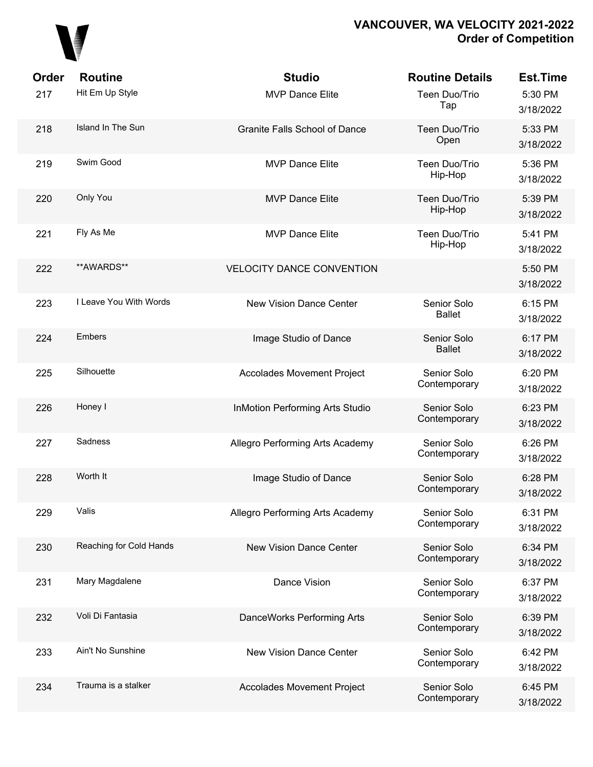# VANCOUVER, WA VELOCITY 2021-2022
## Order of Competition

| Order | Routine | Studio | Routine Details | Est.Time |
|---|---|---|---|---|
| 217 | Hit Em Up Style | MVP Dance Elite | Teen Duo/Trio Tap | 5:30 PM 3/18/2022 |
| 218 | Island In The Sun | Granite Falls School of Dance | Teen Duo/Trio Open | 5:33 PM 3/18/2022 |
| 219 | Swim Good | MVP Dance Elite | Teen Duo/Trio Hip-Hop | 5:36 PM 3/18/2022 |
| 220 | Only You | MVP Dance Elite | Teen Duo/Trio Hip-Hop | 5:39 PM 3/18/2022 |
| 221 | Fly As Me | MVP Dance Elite | Teen Duo/Trio Hip-Hop | 5:41 PM 3/18/2022 |
| 222 | **AWARDS** | VELOCITY DANCE CONVENTION | | 5:50 PM 3/18/2022 |
| 223 | I Leave You With Words | New Vision Dance Center | Senior Solo Ballet | 6:15 PM 3/18/2022 |
| 224 | Embers | Image Studio of Dance | Senior Solo Ballet | 6:17 PM 3/18/2022 |
| 225 | Silhouette | Accolades Movement Project | Senior Solo Contemporary | 6:20 PM 3/18/2022 |
| 226 | Honey I | InMotion Performing Arts Studio | Senior Solo Contemporary | 6:23 PM 3/18/2022 |
| 227 | Sadness | Allegro Performing Arts Academy | Senior Solo Contemporary | 6:26 PM 3/18/2022 |
| 228 | Worth It | Image Studio of Dance | Senior Solo Contemporary | 6:28 PM 3/18/2022 |
| 229 | Valis | Allegro Performing Arts Academy | Senior Solo Contemporary | 6:31 PM 3/18/2022 |
| 230 | Reaching for Cold Hands | New Vision Dance Center | Senior Solo Contemporary | 6:34 PM 3/18/2022 |
| 231 | Mary Magdalene | Dance Vision | Senior Solo Contemporary | 6:37 PM 3/18/2022 |
| 232 | Voli Di Fantasia | DanceWorks Performing Arts | Senior Solo Contemporary | 6:39 PM 3/18/2022 |
| 233 | Ain't No Sunshine | New Vision Dance Center | Senior Solo Contemporary | 6:42 PM 3/18/2022 |
| 234 | Trauma is a stalker | Accolades Movement Project | Senior Solo Contemporary | 6:45 PM 3/18/2022 |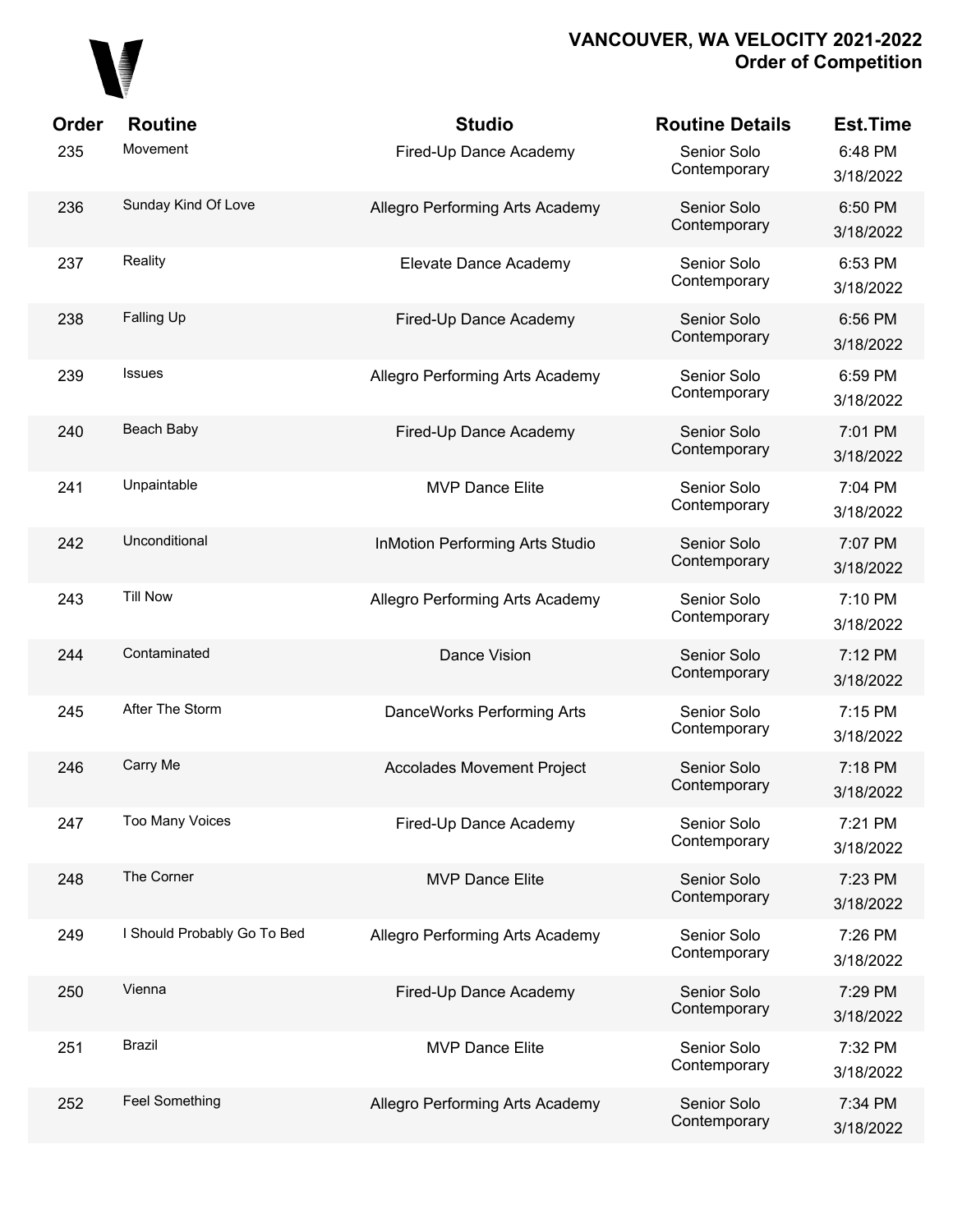# VANCOUVER, WA VELOCITY 2021-2022
## Order of Competition

| Order | Routine | Studio | Routine Details | Est.Time |
|---|---|---|---|---|
| 235 | Movement | Fired-Up Dance Academy | Senior Solo Contemporary | 6:48 PM 3/18/2022 |
| 236 | Sunday Kind Of Love | Allegro Performing Arts Academy | Senior Solo Contemporary | 6:50 PM 3/18/2022 |
| 237 | Reality | Elevate Dance Academy | Senior Solo Contemporary | 6:53 PM 3/18/2022 |
| 238 | Falling Up | Fired-Up Dance Academy | Senior Solo Contemporary | 6:56 PM 3/18/2022 |
| 239 | Issues | Allegro Performing Arts Academy | Senior Solo Contemporary | 6:59 PM 3/18/2022 |
| 240 | Beach Baby | Fired-Up Dance Academy | Senior Solo Contemporary | 7:01 PM 3/18/2022 |
| 241 | Unpaintable | MVP Dance Elite | Senior Solo Contemporary | 7:04 PM 3/18/2022 |
| 242 | Unconditional | InMotion Performing Arts Studio | Senior Solo Contemporary | 7:07 PM 3/18/2022 |
| 243 | Till Now | Allegro Performing Arts Academy | Senior Solo Contemporary | 7:10 PM 3/18/2022 |
| 244 | Contaminated | Dance Vision | Senior Solo Contemporary | 7:12 PM 3/18/2022 |
| 245 | After The Storm | DanceWorks Performing Arts | Senior Solo Contemporary | 7:15 PM 3/18/2022 |
| 246 | Carry Me | Accolades Movement Project | Senior Solo Contemporary | 7:18 PM 3/18/2022 |
| 247 | Too Many Voices | Fired-Up Dance Academy | Senior Solo Contemporary | 7:21 PM 3/18/2022 |
| 248 | The Corner | MVP Dance Elite | Senior Solo Contemporary | 7:23 PM 3/18/2022 |
| 249 | I Should Probably Go To Bed | Allegro Performing Arts Academy | Senior Solo Contemporary | 7:26 PM 3/18/2022 |
| 250 | Vienna | Fired-Up Dance Academy | Senior Solo Contemporary | 7:29 PM 3/18/2022 |
| 251 | Brazil | MVP Dance Elite | Senior Solo Contemporary | 7:32 PM 3/18/2022 |
| 252 | Feel Something | Allegro Performing Arts Academy | Senior Solo Contemporary | 7:34 PM 3/18/2022 |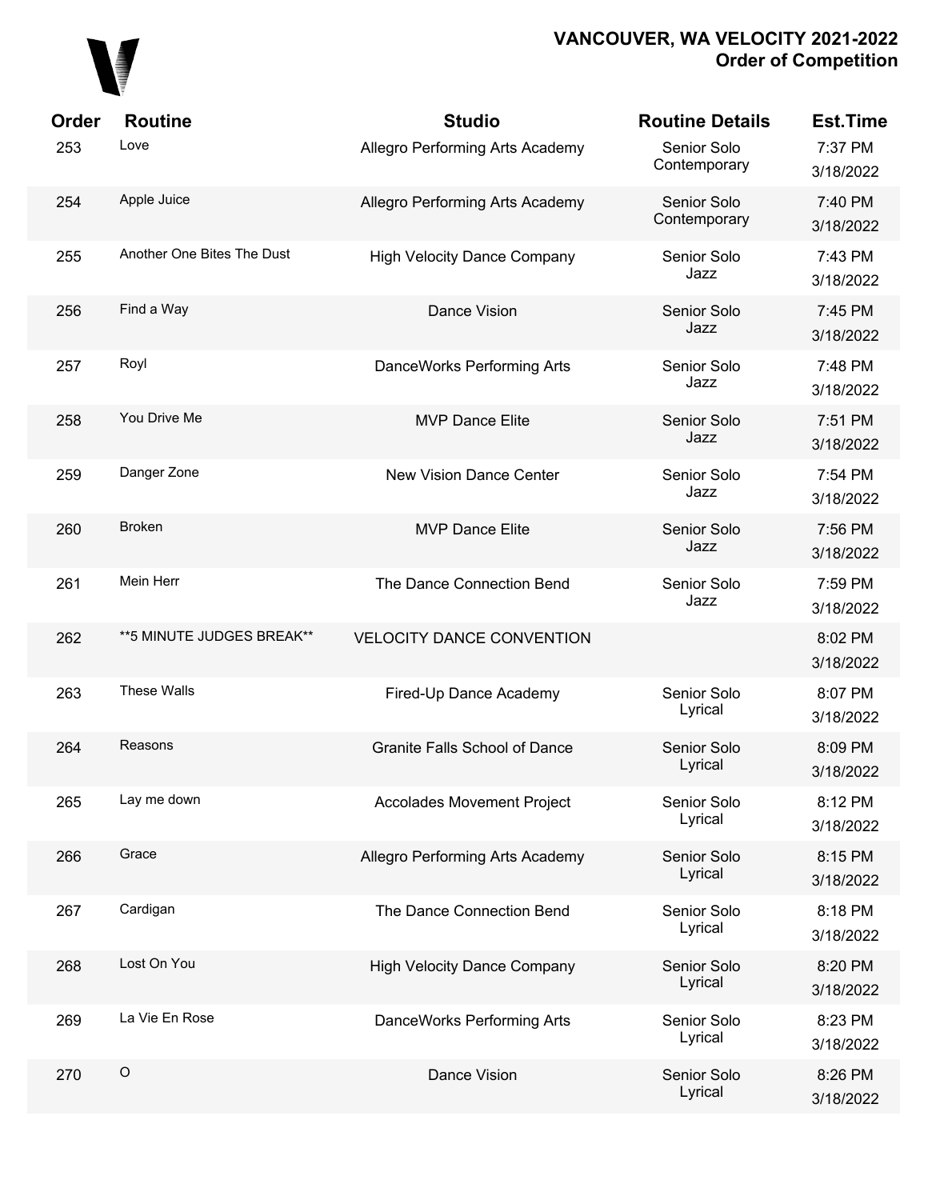# VANCOUVER, WA VELOCITY 2021-2022
## Order of Competition

| Order | Routine | Studio | Routine Details | Est.Time |
|---|---|---|---|---|
| 253 | Love | Allegro Performing Arts Academy | Senior Solo Contemporary | 7:37 PM 3/18/2022 |
| 254 | Apple Juice | Allegro Performing Arts Academy | Senior Solo Contemporary | 7:40 PM 3/18/2022 |
| 255 | Another One Bites The Dust | High Velocity Dance Company | Senior Solo Jazz | 7:43 PM 3/18/2022 |
| 256 | Find a Way | Dance Vision | Senior Solo Jazz | 7:45 PM 3/18/2022 |
| 257 | Royl | DanceWorks Performing Arts | Senior Solo Jazz | 7:48 PM 3/18/2022 |
| 258 | You Drive Me | MVP Dance Elite | Senior Solo Jazz | 7:51 PM 3/18/2022 |
| 259 | Danger Zone | New Vision Dance Center | Senior Solo Jazz | 7:54 PM 3/18/2022 |
| 260 | Broken | MVP Dance Elite | Senior Solo Jazz | 7:56 PM 3/18/2022 |
| 261 | Mein Herr | The Dance Connection Bend | Senior Solo Jazz | 7:59 PM 3/18/2022 |
| 262 | **5 MINUTE JUDGES BREAK** | VELOCITY DANCE CONVENTION | | 8:02 PM 3/18/2022 |
| 263 | These Walls | Fired-Up Dance Academy | Senior Solo Lyrical | 8:07 PM 3/18/2022 |
| 264 | Reasons | Granite Falls School of Dance | Senior Solo Lyrical | 8:09 PM 3/18/2022 |
| 265 | Lay me down | Accolades Movement Project | Senior Solo Lyrical | 8:12 PM 3/18/2022 |
| 266 | Grace | Allegro Performing Arts Academy | Senior Solo Lyrical | 8:15 PM 3/18/2022 |
| 267 | Cardigan | The Dance Connection Bend | Senior Solo Lyrical | 8:18 PM 3/18/2022 |
| 268 | Lost On You | High Velocity Dance Company | Senior Solo Lyrical | 8:20 PM 3/18/2022 |
| 269 | La Vie En Rose | DanceWorks Performing Arts | Senior Solo Lyrical | 8:23 PM 3/18/2022 |
| 270 | O | Dance Vision | Senior Solo Lyrical | 8:26 PM 3/18/2022 |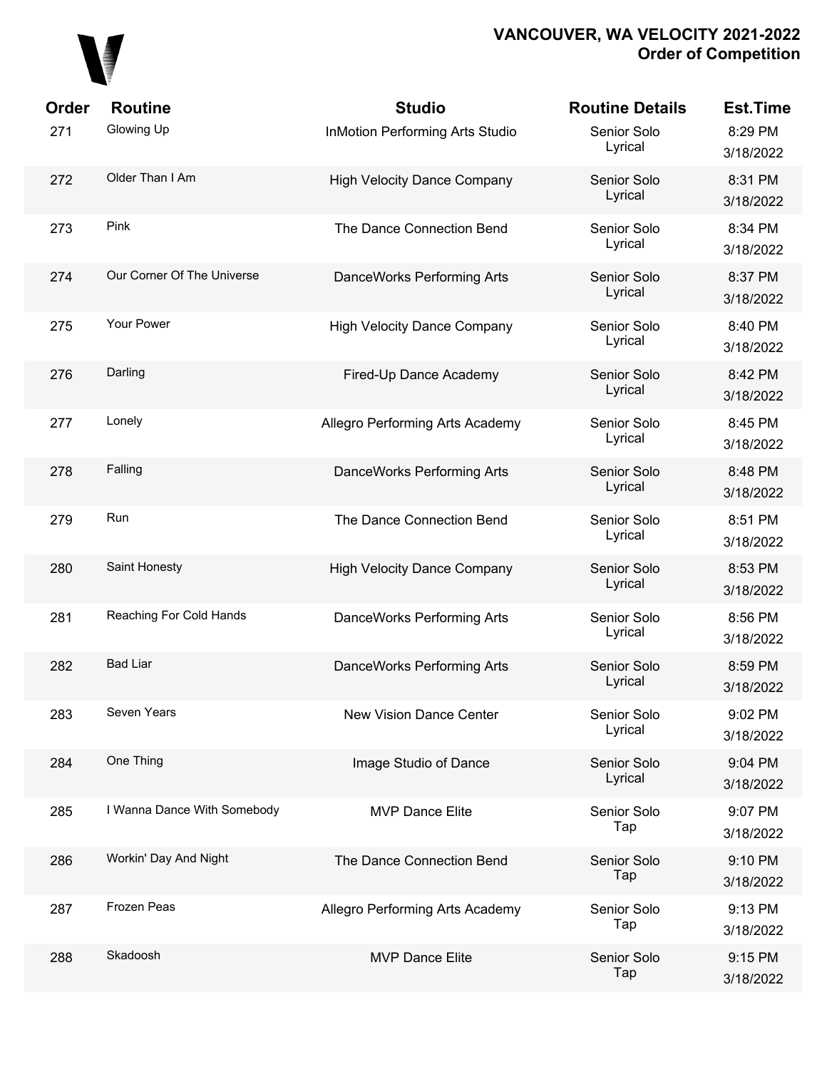# VANCOUVER, WA VELOCITY 2021-2022
## Order of Competition

| Order | Routine | Studio | Routine Details | Est.Time |
|---|---|---|---|---|
| 271 | Glowing Up | InMotion Performing Arts Studio | Senior Solo Lyrical | 8:29 PM 3/18/2022 |
| 272 | Older Than I Am | High Velocity Dance Company | Senior Solo Lyrical | 8:31 PM 3/18/2022 |
| 273 | Pink | The Dance Connection Bend | Senior Solo Lyrical | 8:34 PM 3/18/2022 |
| 274 | Our Corner Of The Universe | DanceWorks Performing Arts | Senior Solo Lyrical | 8:37 PM 3/18/2022 |
| 275 | Your Power | High Velocity Dance Company | Senior Solo Lyrical | 8:40 PM 3/18/2022 |
| 276 | Darling | Fired-Up Dance Academy | Senior Solo Lyrical | 8:42 PM 3/18/2022 |
| 277 | Lonely | Allegro Performing Arts Academy | Senior Solo Lyrical | 8:45 PM 3/18/2022 |
| 278 | Falling | DanceWorks Performing Arts | Senior Solo Lyrical | 8:48 PM 3/18/2022 |
| 279 | Run | The Dance Connection Bend | Senior Solo Lyrical | 8:51 PM 3/18/2022 |
| 280 | Saint Honesty | High Velocity Dance Company | Senior Solo Lyrical | 8:53 PM 3/18/2022 |
| 281 | Reaching For Cold Hands | DanceWorks Performing Arts | Senior Solo Lyrical | 8:56 PM 3/18/2022 |
| 282 | Bad Liar | DanceWorks Performing Arts | Senior Solo Lyrical | 8:59 PM 3/18/2022 |
| 283 | Seven Years | New Vision Dance Center | Senior Solo Lyrical | 9:02 PM 3/18/2022 |
| 284 | One Thing | Image Studio of Dance | Senior Solo Lyrical | 9:04 PM 3/18/2022 |
| 285 | I Wanna Dance With Somebody | MVP Dance Elite | Senior Solo Tap | 9:07 PM 3/18/2022 |
| 286 | Workin' Day And Night | The Dance Connection Bend | Senior Solo Tap | 9:10 PM 3/18/2022 |
| 287 | Frozen Peas | Allegro Performing Arts Academy | Senior Solo Tap | 9:13 PM 3/18/2022 |
| 288 | Skadoosh | MVP Dance Elite | Senior Solo Tap | 9:15 PM 3/18/2022 |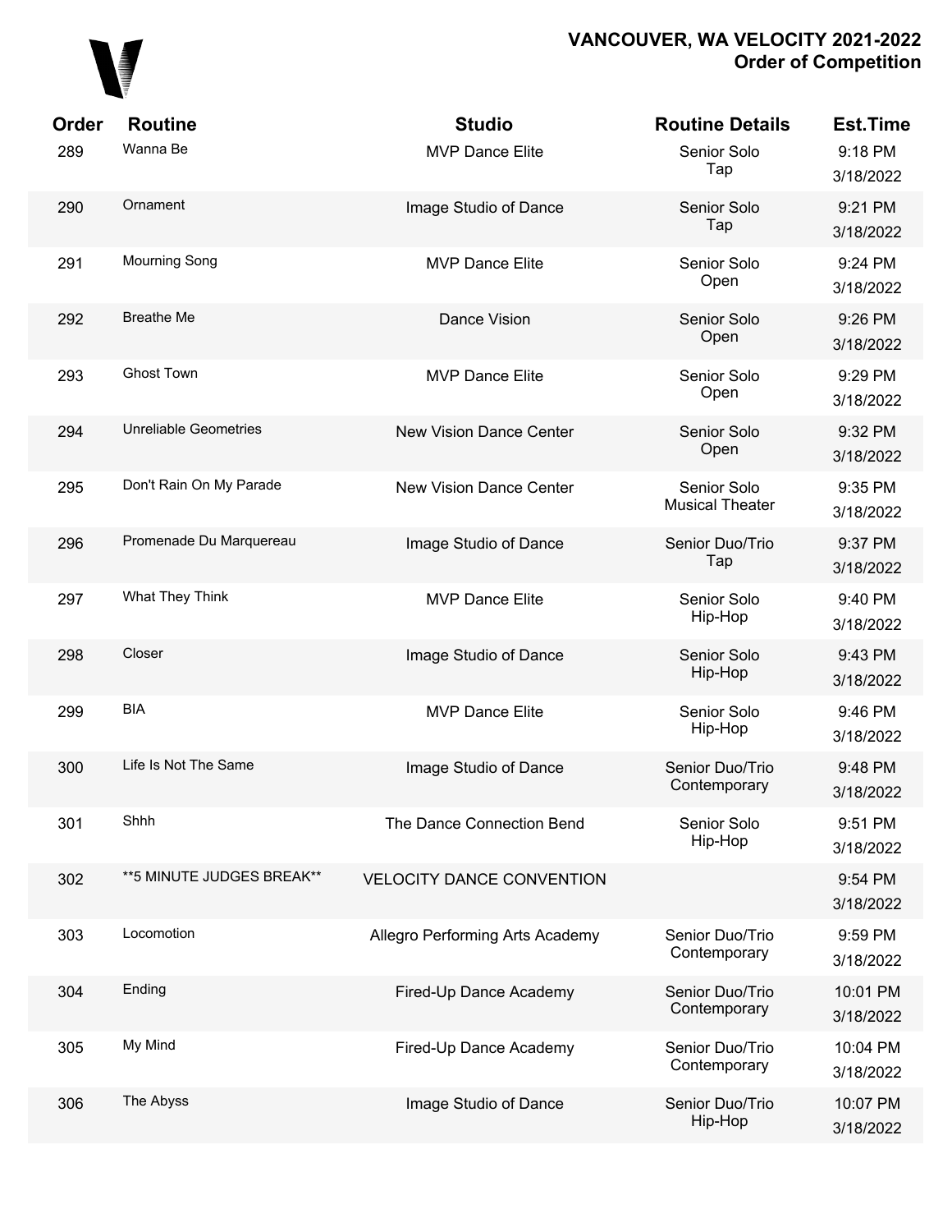# VANCOUVER, WA VELOCITY 2021-2022
## Order of Competition

| Order | Routine | Studio | Routine Details | Est.Time |
|---|---|---|---|---|
| 289 | Wanna Be | MVP Dance Elite | Senior Solo Tap | 9:18 PM 3/18/2022 |
| 290 | Ornament | Image Studio of Dance | Senior Solo Tap | 9:21 PM 3/18/2022 |
| 291 | Mourning Song | MVP Dance Elite | Senior Solo Open | 9:24 PM 3/18/2022 |
| 292 | Breathe Me | Dance Vision | Senior Solo Open | 9:26 PM 3/18/2022 |
| 293 | Ghost Town | MVP Dance Elite | Senior Solo Open | 9:29 PM 3/18/2022 |
| 294 | Unreliable Geometries | New Vision Dance Center | Senior Solo Open | 9:32 PM 3/18/2022 |
| 295 | Don't Rain On My Parade | New Vision Dance Center | Senior Solo Musical Theater | 9:35 PM 3/18/2022 |
| 296 | Promenade Du Marquereau | Image Studio of Dance | Senior Duo/Trio Tap | 9:37 PM 3/18/2022 |
| 297 | What They Think | MVP Dance Elite | Senior Solo Hip-Hop | 9:40 PM 3/18/2022 |
| 298 | Closer | Image Studio of Dance | Senior Solo Hip-Hop | 9:43 PM 3/18/2022 |
| 299 | BIA | MVP Dance Elite | Senior Solo Hip-Hop | 9:46 PM 3/18/2022 |
| 300 | Life Is Not The Same | Image Studio of Dance | Senior Duo/Trio Contemporary | 9:48 PM 3/18/2022 |
| 301 | Shhh | The Dance Connection Bend | Senior Solo Hip-Hop | 9:51 PM 3/18/2022 |
| 302 | **5 MINUTE JUDGES BREAK** | VELOCITY DANCE CONVENTION | | 9:54 PM 3/18/2022 |
| 303 | Locomotion | Allegro Performing Arts Academy | Senior Duo/Trio Contemporary | 9:59 PM 3/18/2022 |
| 304 | Ending | Fired-Up Dance Academy | Senior Duo/Trio Contemporary | 10:01 PM 3/18/2022 |
| 305 | My Mind | Fired-Up Dance Academy | Senior Duo/Trio Contemporary | 10:04 PM 3/18/2022 |
| 306 | The Abyss | Image Studio of Dance | Senior Duo/Trio Hip-Hop | 10:07 PM 3/18/2022 |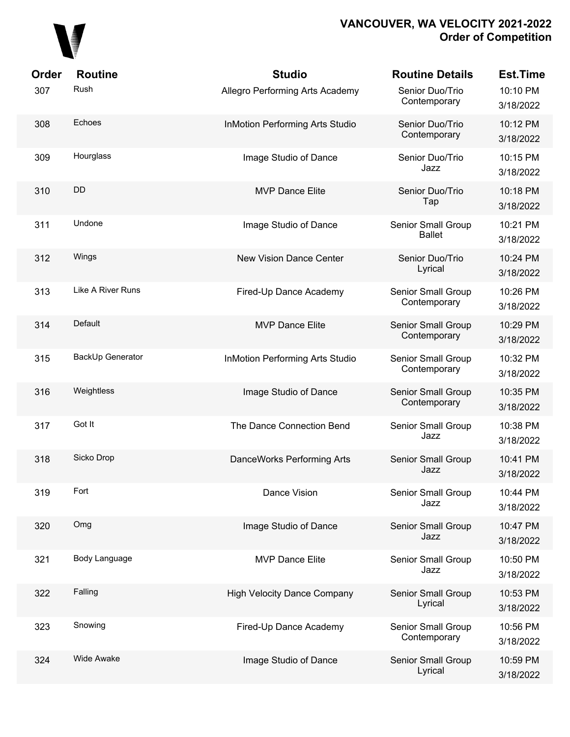# VANCOUVER, WA VELOCITY 2021-2022
## Order of Competition

| Order | Routine | Studio | Routine Details | Est.Time |
|---|---|---|---|---|
| 307 | Rush | Allegro Performing Arts Academy | Senior Duo/Trio Contemporary | 10:10 PM 3/18/2022 |
| 308 | Echoes | InMotion Performing Arts Studio | Senior Duo/Trio Contemporary | 10:12 PM 3/18/2022 |
| 309 | Hourglass | Image Studio of Dance | Senior Duo/Trio Jazz | 10:15 PM 3/18/2022 |
| 310 | DD | MVP Dance Elite | Senior Duo/Trio Tap | 10:18 PM 3/18/2022 |
| 311 | Undone | Image Studio of Dance | Senior Small Group Ballet | 10:21 PM 3/18/2022 |
| 312 | Wings | New Vision Dance Center | Senior Duo/Trio Lyrical | 10:24 PM 3/18/2022 |
| 313 | Like A River Runs | Fired-Up Dance Academy | Senior Small Group Contemporary | 10:26 PM 3/18/2022 |
| 314 | Default | MVP Dance Elite | Senior Small Group Contemporary | 10:29 PM 3/18/2022 |
| 315 | BackUp Generator | InMotion Performing Arts Studio | Senior Small Group Contemporary | 10:32 PM 3/18/2022 |
| 316 | Weightless | Image Studio of Dance | Senior Small Group Contemporary | 10:35 PM 3/18/2022 |
| 317 | Got It | The Dance Connection Bend | Senior Small Group Jazz | 10:38 PM 3/18/2022 |
| 318 | Sicko Drop | DanceWorks Performing Arts | Senior Small Group Jazz | 10:41 PM 3/18/2022 |
| 319 | Fort | Dance Vision | Senior Small Group Jazz | 10:44 PM 3/18/2022 |
| 320 | Omg | Image Studio of Dance | Senior Small Group Jazz | 10:47 PM 3/18/2022 |
| 321 | Body Language | MVP Dance Elite | Senior Small Group Jazz | 10:50 PM 3/18/2022 |
| 322 | Falling | High Velocity Dance Company | Senior Small Group Lyrical | 10:53 PM 3/18/2022 |
| 323 | Snowing | Fired-Up Dance Academy | Senior Small Group Contemporary | 10:56 PM 3/18/2022 |
| 324 | Wide Awake | Image Studio of Dance | Senior Small Group Lyrical | 10:59 PM 3/18/2022 |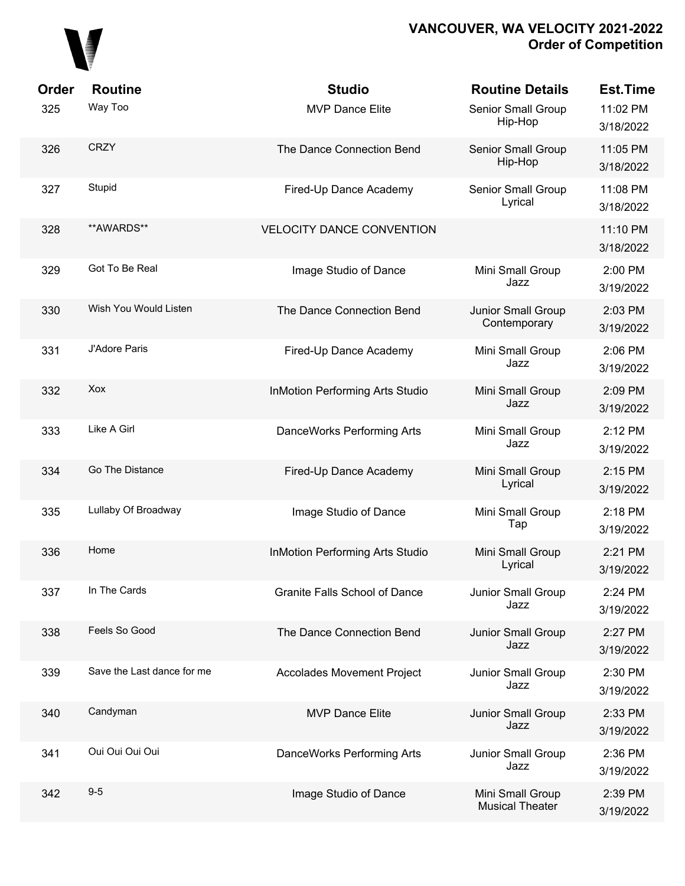# VANCOUVER, WA VELOCITY 2021-2022
## Order of Competition

| Order | Routine | Studio | Routine Details | Est.Time |
|---|---|---|---|---|
| 325 | Way Too | MVP Dance Elite | Senior Small Group Hip-Hop | 11:02 PM 3/18/2022 |
| 326 | CRZY | The Dance Connection Bend | Senior Small Group Hip-Hop | 11:05 PM 3/18/2022 |
| 327 | Stupid | Fired-Up Dance Academy | Senior Small Group Lyrical | 11:08 PM 3/18/2022 |
| 328 | **AWARDS** | VELOCITY DANCE CONVENTION | | 11:10 PM 3/18/2022 |
| 329 | Got To Be Real | Image Studio of Dance | Mini Small Group Jazz | 2:00 PM 3/19/2022 |
| 330 | Wish You Would Listen | The Dance Connection Bend | Junior Small Group Contemporary | 2:03 PM 3/19/2022 |
| 331 | J'Adore Paris | Fired-Up Dance Academy | Mini Small Group Jazz | 2:06 PM 3/19/2022 |
| 332 | Xox | InMotion Performing Arts Studio | Mini Small Group Jazz | 2:09 PM 3/19/2022 |
| 333 | Like A Girl | DanceWorks Performing Arts | Mini Small Group Jazz | 2:12 PM 3/19/2022 |
| 334 | Go The Distance | Fired-Up Dance Academy | Mini Small Group Lyrical | 2:15 PM 3/19/2022 |
| 335 | Lullaby Of Broadway | Image Studio of Dance | Mini Small Group Tap | 2:18 PM 3/19/2022 |
| 336 | Home | InMotion Performing Arts Studio | Mini Small Group Lyrical | 2:21 PM 3/19/2022 |
| 337 | In The Cards | Granite Falls School of Dance | Junior Small Group Jazz | 2:24 PM 3/19/2022 |
| 338 | Feels So Good | The Dance Connection Bend | Junior Small Group Jazz | 2:27 PM 3/19/2022 |
| 339 | Save the Last dance for me | Accolades Movement Project | Junior Small Group Jazz | 2:30 PM 3/19/2022 |
| 340 | Candyman | MVP Dance Elite | Junior Small Group Jazz | 2:33 PM 3/19/2022 |
| 341 | Oui Oui Oui Oui | DanceWorks Performing Arts | Junior Small Group Jazz | 2:36 PM 3/19/2022 |
| 342 | 9-5 | Image Studio of Dance | Mini Small Group Musical Theater | 2:39 PM 3/19/2022 |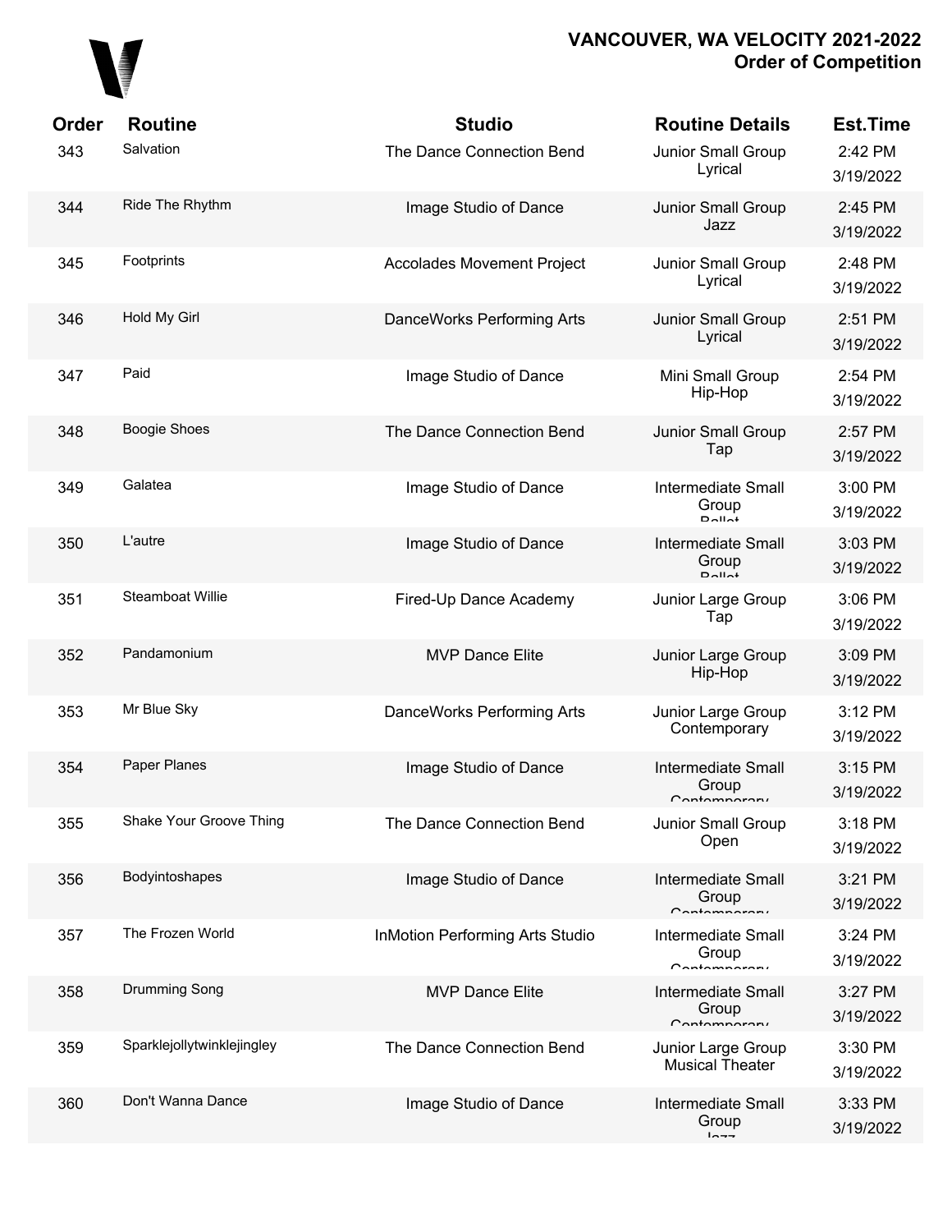# VANCOUVER, WA VELOCITY 2021-2022
## Order of Competition

| Order | Routine | Studio | Routine Details | Est.Time |
|---|---|---|---|---|
| 343 | Salvation | The Dance Connection Bend | Junior Small Group Lyrical | 2:42 PM 3/19/2022 |
| 344 | Ride The Rhythm | Image Studio of Dance | Junior Small Group Jazz | 2:45 PM 3/19/2022 |
| 345 | Footprints | Accolades Movement Project | Junior Small Group Lyrical | 2:48 PM 3/19/2022 |
| 346 | Hold My Girl | DanceWorks Performing Arts | Junior Small Group Lyrical | 2:51 PM 3/19/2022 |
| 347 | Paid | Image Studio of Dance | Mini Small Group Hip-Hop | 2:54 PM 3/19/2022 |
| 348 | Boogie Shoes | The Dance Connection Bend | Junior Small Group Tap | 2:57 PM 3/19/2022 |
| 349 | Galatea | Image Studio of Dance | Intermediate Small Group Ballet | 3:00 PM 3/19/2022 |
| 350 | L'autre | Image Studio of Dance | Intermediate Small Group Ballet | 3:03 PM 3/19/2022 |
| 351 | Steamboat Willie | Fired-Up Dance Academy | Junior Large Group Tap | 3:06 PM 3/19/2022 |
| 352 | Pandamonium | MVP Dance Elite | Junior Large Group Hip-Hop | 3:09 PM 3/19/2022 |
| 353 | Mr Blue Sky | DanceWorks Performing Arts | Junior Large Group Contemporary | 3:12 PM 3/19/2022 |
| 354 | Paper Planes | Image Studio of Dance | Intermediate Small Group Contemporary | 3:15 PM 3/19/2022 |
| 355 | Shake Your Groove Thing | The Dance Connection Bend | Junior Small Group Open | 3:18 PM 3/19/2022 |
| 356 | Bodyintoshapes | Image Studio of Dance | Intermediate Small Group Contemporary | 3:21 PM 3/19/2022 |
| 357 | The Frozen World | InMotion Performing Arts Studio | Intermediate Small Group Contemporary | 3:24 PM 3/19/2022 |
| 358 | Drumming Song | MVP Dance Elite | Intermediate Small Group Contemporary | 3:27 PM 3/19/2022 |
| 359 | Sparklejollytwinklejingley | The Dance Connection Bend | Junior Large Group Musical Theater | 3:30 PM 3/19/2022 |
| 360 | Don't Wanna Dance | Image Studio of Dance | Intermediate Small Group Jazz | 3:33 PM 3/19/2022 |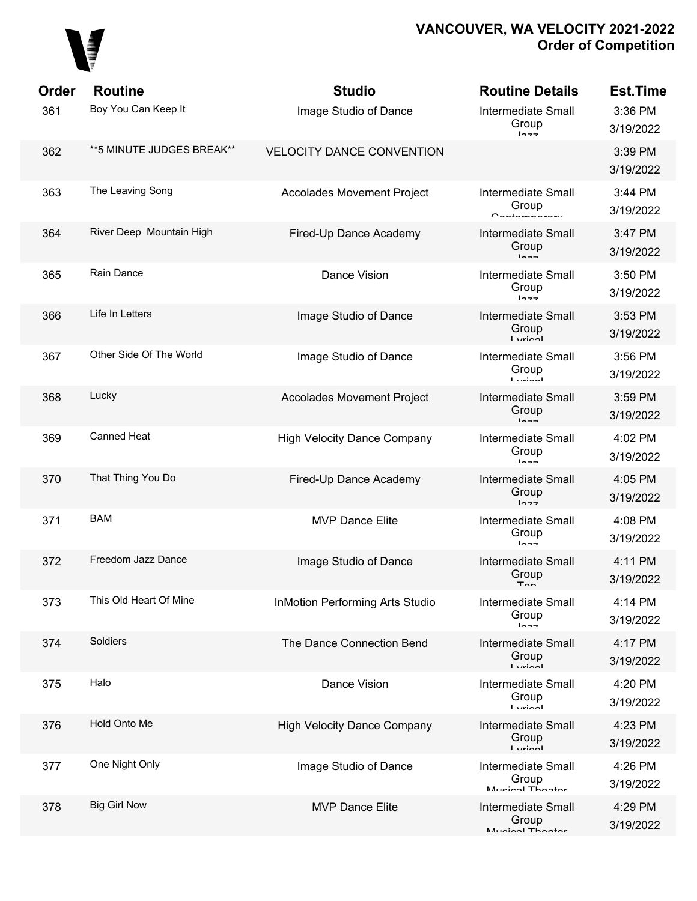# VANCOUVER, WA VELOCITY 2021-2022
## Order of Competition

| Order | Routine | Studio | Routine Details | Est.Time |
|---|---|---|---|---|
| 361 | Boy You Can Keep It | Image Studio of Dance | Intermediate Small Group Jazz | 3:36 PM 3/19/2022 |
| 362 | **5 MINUTE JUDGES BREAK** | VELOCITY DANCE CONVENTION | | 3:39 PM 3/19/2022 |
| 363 | The Leaving Song | Accolades Movement Project | Intermediate Small Group Contemporary | 3:44 PM 3/19/2022 |
| 364 | River Deep Mountain High | Fired-Up Dance Academy | Intermediate Small Group Jazz | 3:47 PM 3/19/2022 |
| 365 | Rain Dance | Dance Vision | Intermediate Small Group Jazz | 3:50 PM 3/19/2022 |
| 366 | Life In Letters | Image Studio of Dance | Intermediate Small Group Lyrical | 3:53 PM 3/19/2022 |
| 367 | Other Side Of The World | Image Studio of Dance | Intermediate Small Group Lyrical | 3:56 PM 3/19/2022 |
| 368 | Lucky | Accolades Movement Project | Intermediate Small Group Jazz | 3:59 PM 3/19/2022 |
| 369 | Canned Heat | High Velocity Dance Company | Intermediate Small Group Jazz | 4:02 PM 3/19/2022 |
| 370 | That Thing You Do | Fired-Up Dance Academy | Intermediate Small Group Jazz | 4:05 PM 3/19/2022 |
| 371 | BAM | MVP Dance Elite | Intermediate Small Group Jazz | 4:08 PM 3/19/2022 |
| 372 | Freedom Jazz Dance | Image Studio of Dance | Intermediate Small Group Tap | 4:11 PM 3/19/2022 |
| 373 | This Old Heart Of Mine | InMotion Performing Arts Studio | Intermediate Small Group Jazz | 4:14 PM 3/19/2022 |
| 374 | Soldiers | The Dance Connection Bend | Intermediate Small Group Lyrical | 4:17 PM 3/19/2022 |
| 375 | Halo | Dance Vision | Intermediate Small Group Lyrical | 4:20 PM 3/19/2022 |
| 376 | Hold Onto Me | High Velocity Dance Company | Intermediate Small Group Lyrical | 4:23 PM 3/19/2022 |
| 377 | One Night Only | Image Studio of Dance | Intermediate Small Group Musical Theater | 4:26 PM 3/19/2022 |
| 378 | Big Girl Now | MVP Dance Elite | Intermediate Small Group Musical Theater | 4:29 PM 3/19/2022 |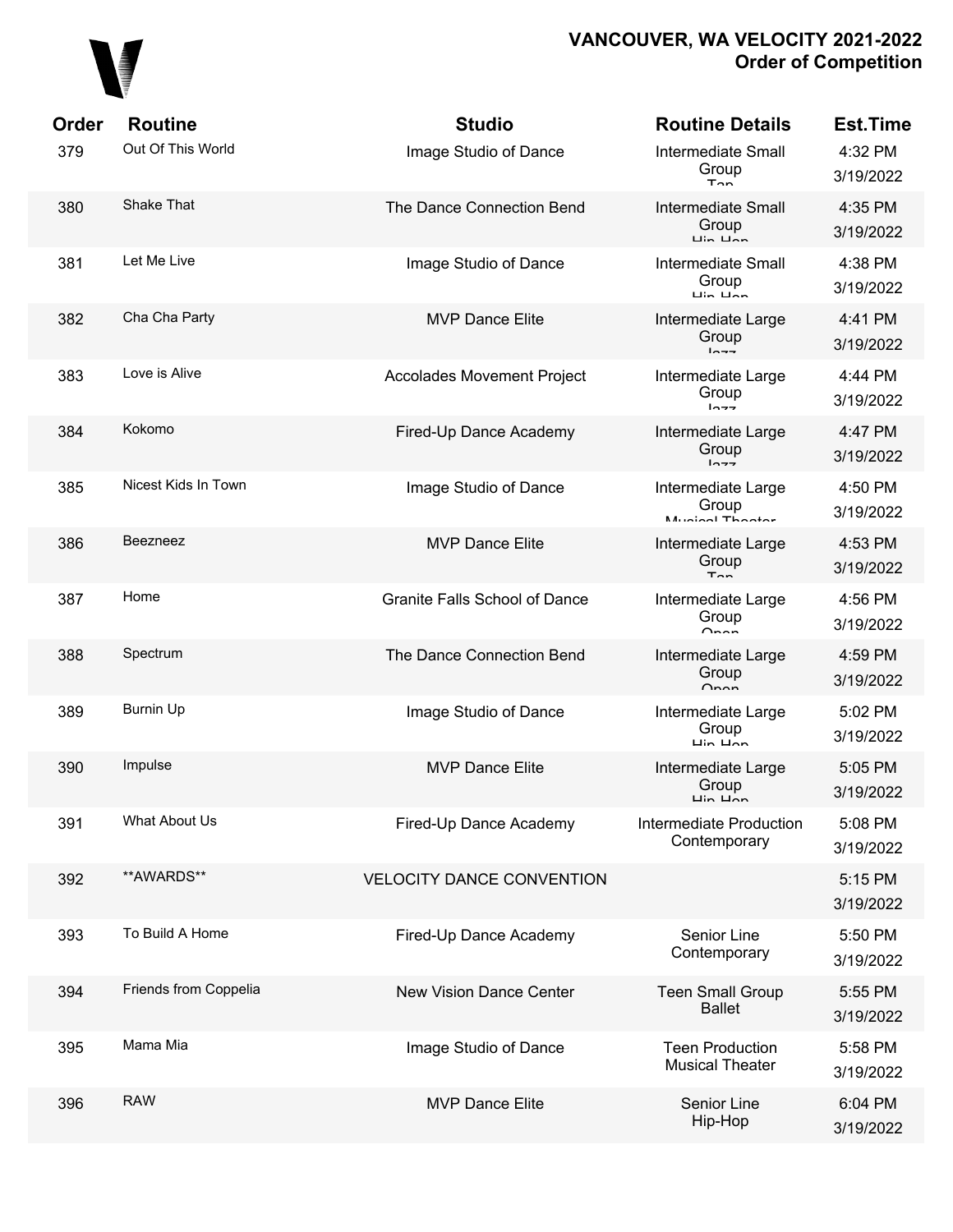# VANCOUVER, WA VELOCITY 2021-2022
## Order of Competition

| Order | Routine | Studio | Routine Details | Est.Time |
|---|---|---|---|---|
| 379 | Out Of This World | Image Studio of Dance | Intermediate Small Group Tap | 4:32 PM 3/19/2022 |
| 380 | Shake That | The Dance Connection Bend | Intermediate Small Group Hip Hop | 4:35 PM 3/19/2022 |
| 381 | Let Me Live | Image Studio of Dance | Intermediate Small Group Hip Hop | 4:38 PM 3/19/2022 |
| 382 | Cha Cha Party | MVP Dance Elite | Intermediate Large Group Jazz | 4:41 PM 3/19/2022 |
| 383 | Love is Alive | Accolades Movement Project | Intermediate Large Group Jazz | 4:44 PM 3/19/2022 |
| 384 | Kokomo | Fired-Up Dance Academy | Intermediate Large Group Jazz | 4:47 PM 3/19/2022 |
| 385 | Nicest Kids In Town | Image Studio of Dance | Intermediate Large Group Musical Theater | 4:50 PM 3/19/2022 |
| 386 | Beezneez | MVP Dance Elite | Intermediate Large Group Tap | 4:53 PM 3/19/2022 |
| 387 | Home | Granite Falls School of Dance | Intermediate Large Group Open | 4:56 PM 3/19/2022 |
| 388 | Spectrum | The Dance Connection Bend | Intermediate Large Group Open | 4:59 PM 3/19/2022 |
| 389 | Burnin Up | Image Studio of Dance | Intermediate Large Group Hip Hop | 5:02 PM 3/19/2022 |
| 390 | Impulse | MVP Dance Elite | Intermediate Large Group Hip Hop | 5:05 PM 3/19/2022 |
| 391 | What About Us | Fired-Up Dance Academy | Intermediate Production Contemporary | 5:08 PM 3/19/2022 |
| 392 | **AWARDS** | VELOCITY DANCE CONVENTION | | 5:15 PM 3/19/2022 |
| 393 | To Build A Home | Fired-Up Dance Academy | Senior Line Contemporary | 5:50 PM 3/19/2022 |
| 394 | Friends from Coppelia | New Vision Dance Center | Teen Small Group Ballet | 5:55 PM 3/19/2022 |
| 395 | Mama Mia | Image Studio of Dance | Teen Production Musical Theater | 5:58 PM 3/19/2022 |
| 396 | RAW | MVP Dance Elite | Senior Line Hip-Hop | 6:04 PM 3/19/2022 |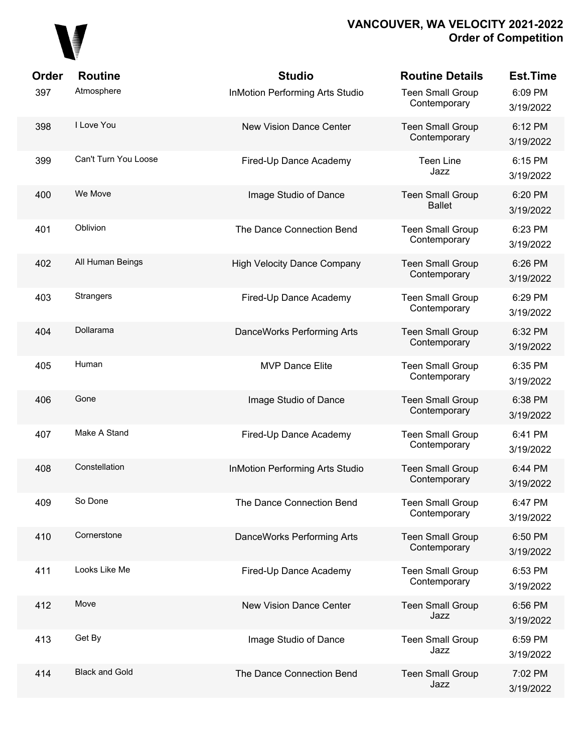# VANCOUVER, WA VELOCITY 2021-2022
## Order of Competition

| Order | Routine | Studio | Routine Details | Est.Time |
|---|---|---|---|---|
| 397 | Atmosphere | InMotion Performing Arts Studio | Teen Small Group Contemporary | 6:09 PM 3/19/2022 |
| 398 | I Love You | New Vision Dance Center | Teen Small Group Contemporary | 6:12 PM 3/19/2022 |
| 399 | Can't Turn You Loose | Fired-Up Dance Academy | Teen Line Jazz | 6:15 PM 3/19/2022 |
| 400 | We Move | Image Studio of Dance | Teen Small Group Ballet | 6:20 PM 3/19/2022 |
| 401 | Oblivion | The Dance Connection Bend | Teen Small Group Contemporary | 6:23 PM 3/19/2022 |
| 402 | All Human Beings | High Velocity Dance Company | Teen Small Group Contemporary | 6:26 PM 3/19/2022 |
| 403 | Strangers | Fired-Up Dance Academy | Teen Small Group Contemporary | 6:29 PM 3/19/2022 |
| 404 | Dollarama | DanceWorks Performing Arts | Teen Small Group Contemporary | 6:32 PM 3/19/2022 |
| 405 | Human | MVP Dance Elite | Teen Small Group Contemporary | 6:35 PM 3/19/2022 |
| 406 | Gone | Image Studio of Dance | Teen Small Group Contemporary | 6:38 PM 3/19/2022 |
| 407 | Make A Stand | Fired-Up Dance Academy | Teen Small Group Contemporary | 6:41 PM 3/19/2022 |
| 408 | Constellation | InMotion Performing Arts Studio | Teen Small Group Contemporary | 6:44 PM 3/19/2022 |
| 409 | So Done | The Dance Connection Bend | Teen Small Group Contemporary | 6:47 PM 3/19/2022 |
| 410 | Cornerstone | DanceWorks Performing Arts | Teen Small Group Contemporary | 6:50 PM 3/19/2022 |
| 411 | Looks Like Me | Fired-Up Dance Academy | Teen Small Group Contemporary | 6:53 PM 3/19/2022 |
| 412 | Move | New Vision Dance Center | Teen Small Group Jazz | 6:56 PM 3/19/2022 |
| 413 | Get By | Image Studio of Dance | Teen Small Group Jazz | 6:59 PM 3/19/2022 |
| 414 | Black and Gold | The Dance Connection Bend | Teen Small Group Jazz | 7:02 PM 3/19/2022 |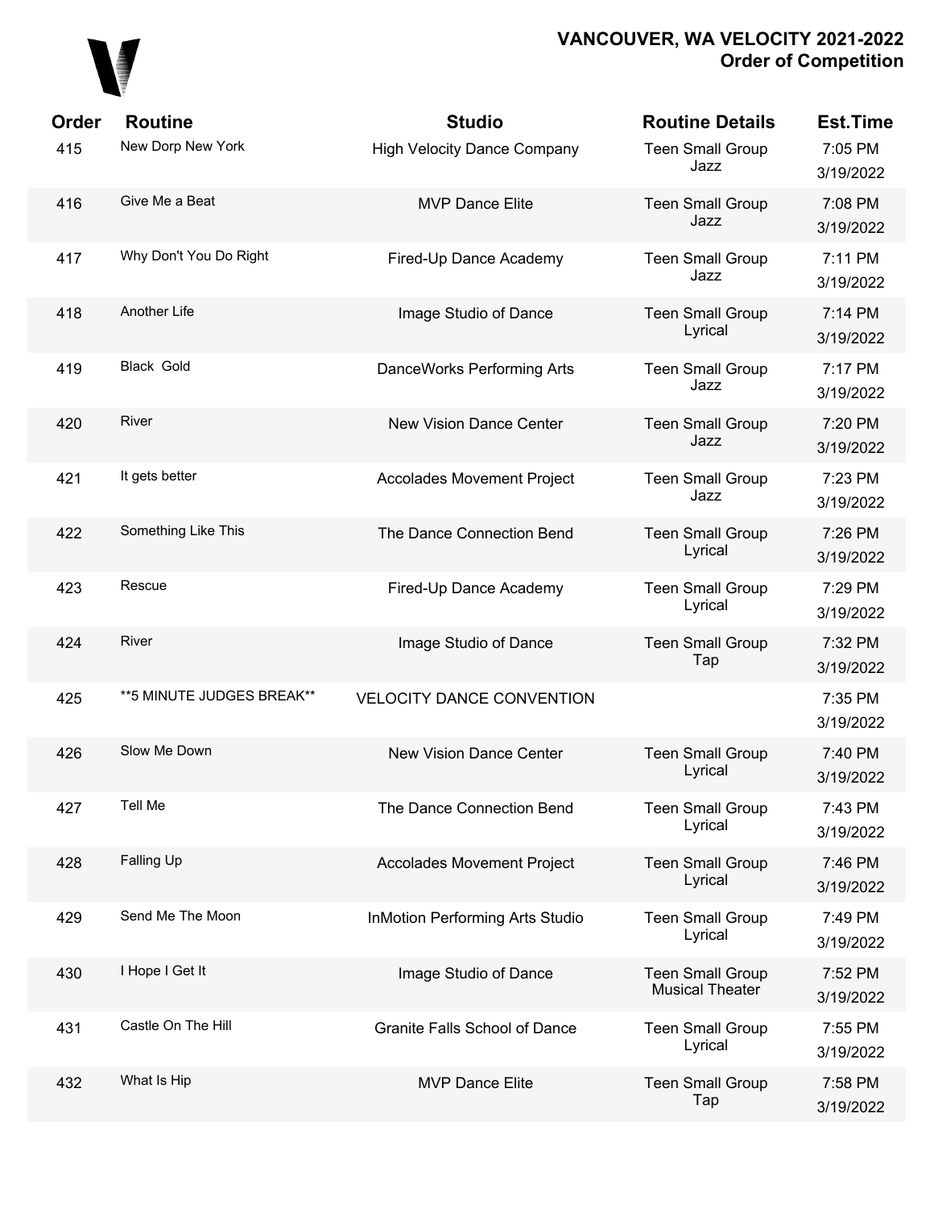# VANCOUVER, WA VELOCITY 2021-2022
## Order of Competition

| Order | Routine | Studio | Routine Details | Est.Time |
|---|---|---|---|---|
| 415 | New Dorp New York | High Velocity Dance Company | Teen Small Group Jazz | 7:05 PM 3/19/2022 |
| 416 | Give Me a Beat | MVP Dance Elite | Teen Small Group Jazz | 7:08 PM 3/19/2022 |
| 417 | Why Don't You Do Right | Fired-Up Dance Academy | Teen Small Group Jazz | 7:11 PM 3/19/2022 |
| 418 | Another Life | Image Studio of Dance | Teen Small Group Lyrical | 7:14 PM 3/19/2022 |
| 419 | Black Gold | DanceWorks Performing Arts | Teen Small Group Jazz | 7:17 PM 3/19/2022 |
| 420 | River | New Vision Dance Center | Teen Small Group Jazz | 7:20 PM 3/19/2022 |
| 421 | It gets better | Accolades Movement Project | Teen Small Group Jazz | 7:23 PM 3/19/2022 |
| 422 | Something Like This | The Dance Connection Bend | Teen Small Group Lyrical | 7:26 PM 3/19/2022 |
| 423 | Rescue | Fired-Up Dance Academy | Teen Small Group Lyrical | 7:29 PM 3/19/2022 |
| 424 | River | Image Studio of Dance | Teen Small Group Tap | 7:32 PM 3/19/2022 |
| 425 | **5 MINUTE JUDGES BREAK** | VELOCITY DANCE CONVENTION | | 7:35 PM 3/19/2022 |
| 426 | Slow Me Down | New Vision Dance Center | Teen Small Group Lyrical | 7:40 PM 3/19/2022 |
| 427 | Tell Me | The Dance Connection Bend | Teen Small Group Lyrical | 7:43 PM 3/19/2022 |
| 428 | Falling Up | Accolades Movement Project | Teen Small Group Lyrical | 7:46 PM 3/19/2022 |
| 429 | Send Me The Moon | InMotion Performing Arts Studio | Teen Small Group Lyrical | 7:49 PM 3/19/2022 |
| 430 | I Hope I Get It | Image Studio of Dance | Teen Small Group Musical Theater | 7:52 PM 3/19/2022 |
| 431 | Castle On The Hill | Granite Falls School of Dance | Teen Small Group Lyrical | 7:55 PM 3/19/2022 |
| 432 | What Is Hip | MVP Dance Elite | Teen Small Group Tap | 7:58 PM 3/19/2022 |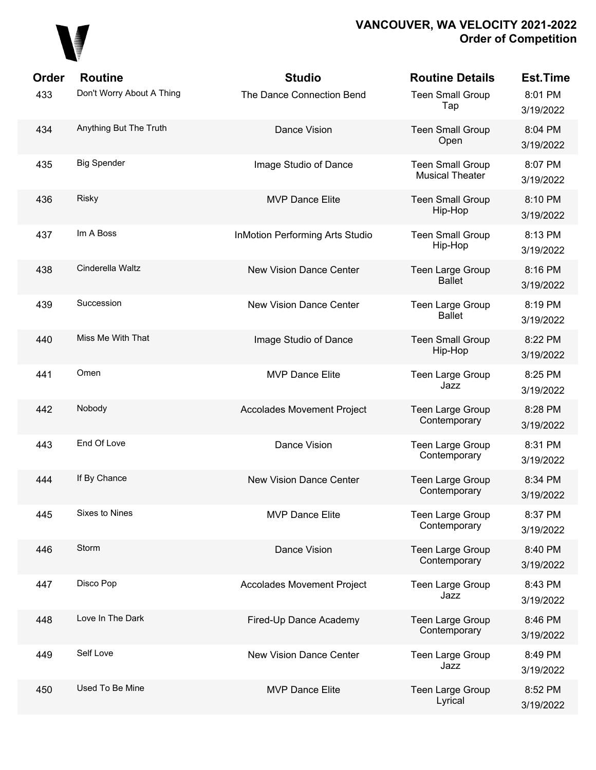# VANCOUVER, WA VELOCITY 2021-2022
## Order of Competition

| Order | Routine | Studio | Routine Details | Est.Time |
|---|---|---|---|---|
| 433 | Don't Worry About A Thing | The Dance Connection Bend | Teen Small Group Tap | 8:01 PM 3/19/2022 |
| 434 | Anything But The Truth | Dance Vision | Teen Small Group Open | 8:04 PM 3/19/2022 |
| 435 | Big Spender | Image Studio of Dance | Teen Small Group Musical Theater | 8:07 PM 3/19/2022 |
| 436 | Risky | MVP Dance Elite | Teen Small Group Hip-Hop | 8:10 PM 3/19/2022 |
| 437 | Im A Boss | InMotion Performing Arts Studio | Teen Small Group Hip-Hop | 8:13 PM 3/19/2022 |
| 438 | Cinderella Waltz | New Vision Dance Center | Teen Large Group Ballet | 8:16 PM 3/19/2022 |
| 439 | Succession | New Vision Dance Center | Teen Large Group Ballet | 8:19 PM 3/19/2022 |
| 440 | Miss Me With That | Image Studio of Dance | Teen Small Group Hip-Hop | 8:22 PM 3/19/2022 |
| 441 | Omen | MVP Dance Elite | Teen Large Group Jazz | 8:25 PM 3/19/2022 |
| 442 | Nobody | Accolades Movement Project | Teen Large Group Contemporary | 8:28 PM 3/19/2022 |
| 443 | End Of Love | Dance Vision | Teen Large Group Contemporary | 8:31 PM 3/19/2022 |
| 444 | If By Chance | New Vision Dance Center | Teen Large Group Contemporary | 8:34 PM 3/19/2022 |
| 445 | Sixes to Nines | MVP Dance Elite | Teen Large Group Contemporary | 8:37 PM 3/19/2022 |
| 446 | Storm | Dance Vision | Teen Large Group Contemporary | 8:40 PM 3/19/2022 |
| 447 | Disco Pop | Accolades Movement Project | Teen Large Group Jazz | 8:43 PM 3/19/2022 |
| 448 | Love In The Dark | Fired-Up Dance Academy | Teen Large Group Contemporary | 8:46 PM 3/19/2022 |
| 449 | Self Love | New Vision Dance Center | Teen Large Group Jazz | 8:49 PM 3/19/2022 |
| 450 | Used To Be Mine | MVP Dance Elite | Teen Large Group Lyrical | 8:52 PM 3/19/2022 |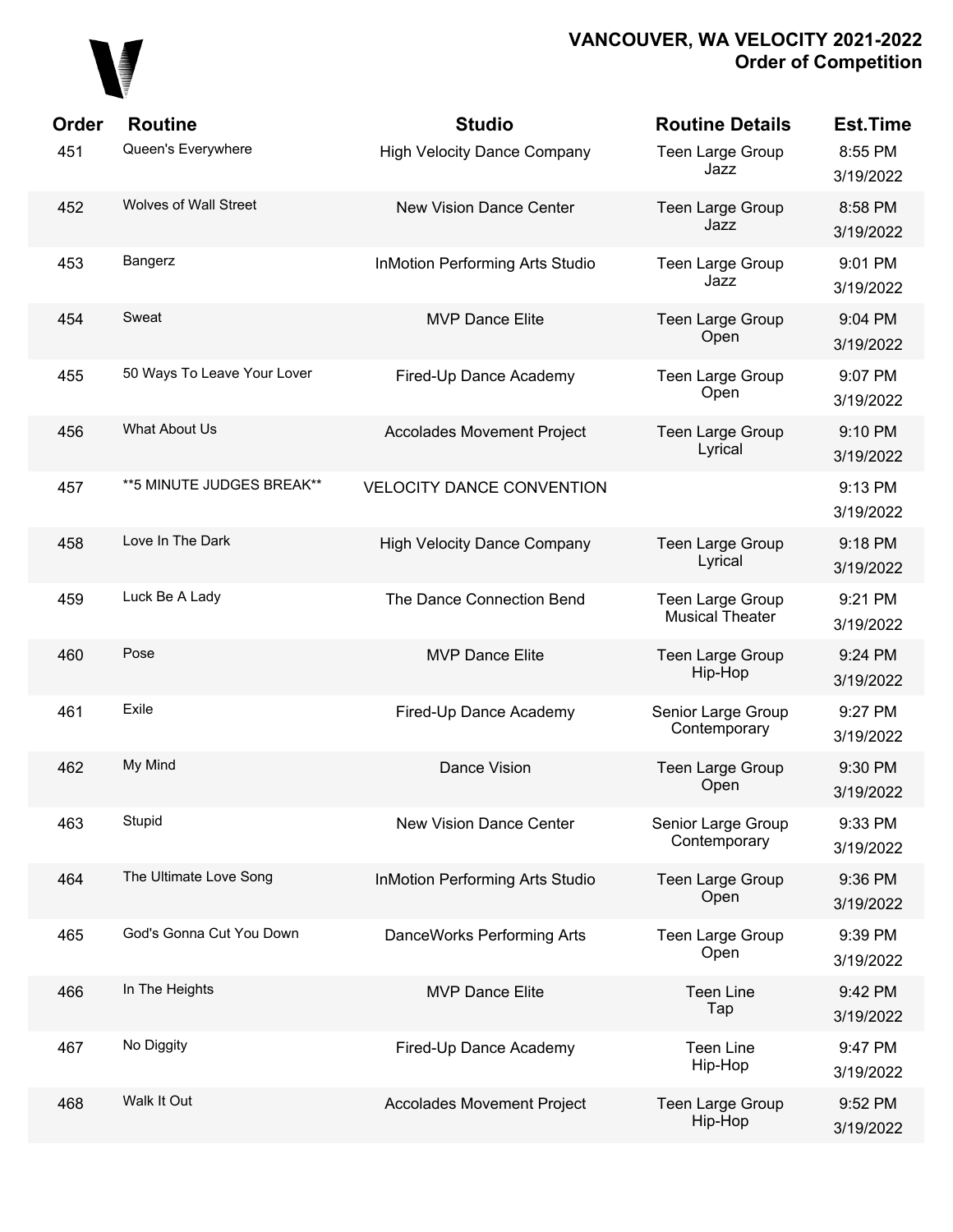# VANCOUVER, WA VELOCITY 2021-2022
## Order of Competition

| Order | Routine | Studio | Routine Details | Est.Time |
|---|---|---|---|---|
| 451 | Queen's Everywhere | High Velocity Dance Company | Teen Large Group Jazz | 8:55 PM 3/19/2022 |
| 452 | Wolves of Wall Street | New Vision Dance Center | Teen Large Group Jazz | 8:58 PM 3/19/2022 |
| 453 | Bangerz | InMotion Performing Arts Studio | Teen Large Group Jazz | 9:01 PM 3/19/2022 |
| 454 | Sweat | MVP Dance Elite | Teen Large Group Open | 9:04 PM 3/19/2022 |
| 455 | 50 Ways To Leave Your Lover | Fired-Up Dance Academy | Teen Large Group Open | 9:07 PM 3/19/2022 |
| 456 | What About Us | Accolades Movement Project | Teen Large Group Lyrical | 9:10 PM 3/19/2022 |
| 457 | **5 MINUTE JUDGES BREAK** | VELOCITY DANCE CONVENTION | | 9:13 PM 3/19/2022 |
| 458 | Love In The Dark | High Velocity Dance Company | Teen Large Group Lyrical | 9:18 PM 3/19/2022 |
| 459 | Luck Be A Lady | The Dance Connection Bend | Teen Large Group Musical Theater | 9:21 PM 3/19/2022 |
| 460 | Pose | MVP Dance Elite | Teen Large Group Hip-Hop | 9:24 PM 3/19/2022 |
| 461 | Exile | Fired-Up Dance Academy | Senior Large Group Contemporary | 9:27 PM 3/19/2022 |
| 462 | My Mind | Dance Vision | Teen Large Group Open | 9:30 PM 3/19/2022 |
| 463 | Stupid | New Vision Dance Center | Senior Large Group Contemporary | 9:33 PM 3/19/2022 |
| 464 | The Ultimate Love Song | InMotion Performing Arts Studio | Teen Large Group Open | 9:36 PM 3/19/2022 |
| 465 | God's Gonna Cut You Down | DanceWorks Performing Arts | Teen Large Group Open | 9:39 PM 3/19/2022 |
| 466 | In The Heights | MVP Dance Elite | Teen Line Tap | 9:42 PM 3/19/2022 |
| 467 | No Diggity | Fired-Up Dance Academy | Teen Line Hip-Hop | 9:47 PM 3/19/2022 |
| 468 | Walk It Out | Accolades Movement Project | Teen Large Group Hip-Hop | 9:52 PM 3/19/2022 |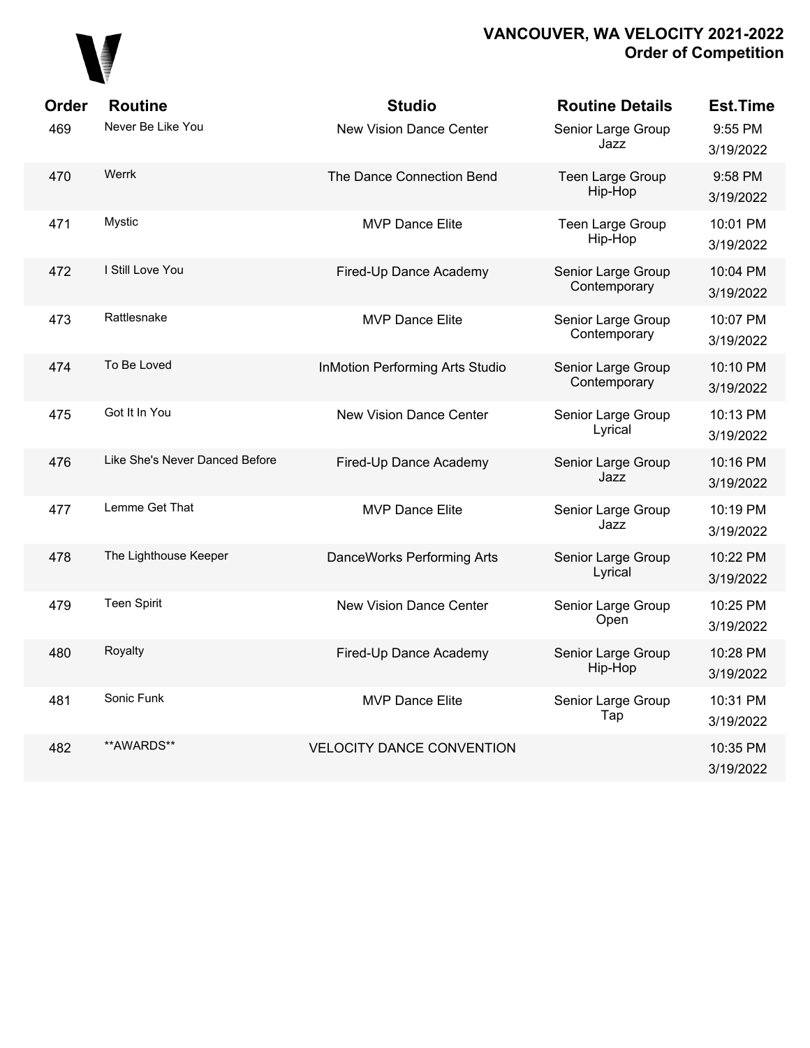# VANCOUVER, WA VELOCITY 2021-2022
## Order of Competition

| Order | Routine | Studio | Routine Details | Est.Time |
|---|---|---|---|---|
| 469 | Never Be Like You | New Vision Dance Center | Senior Large Group Jazz | 9:55 PM 3/19/2022 |
| 470 | Werrk | The Dance Connection Bend | Teen Large Group Hip-Hop | 9:58 PM 3/19/2022 |
| 471 | Mystic | MVP Dance Elite | Teen Large Group Hip-Hop | 10:01 PM 3/19/2022 |
| 472 | I Still Love You | Fired-Up Dance Academy | Senior Large Group Contemporary | 10:04 PM 3/19/2022 |
| 473 | Rattlesnake | MVP Dance Elite | Senior Large Group Contemporary | 10:07 PM 3/19/2022 |
| 474 | To Be Loved | InMotion Performing Arts Studio | Senior Large Group Contemporary | 10:10 PM 3/19/2022 |
| 475 | Got It In You | New Vision Dance Center | Senior Large Group Lyrical | 10:13 PM 3/19/2022 |
| 476 | Like She's Never Danced Before | Fired-Up Dance Academy | Senior Large Group Jazz | 10:16 PM 3/19/2022 |
| 477 | Lemme Get That | MVP Dance Elite | Senior Large Group Jazz | 10:19 PM 3/19/2022 |
| 478 | The Lighthouse Keeper | DanceWorks Performing Arts | Senior Large Group Lyrical | 10:22 PM 3/19/2022 |
| 479 | Teen Spirit | New Vision Dance Center | Senior Large Group Open | 10:25 PM 3/19/2022 |
| 480 | Royalty | Fired-Up Dance Academy | Senior Large Group Hip-Hop | 10:28 PM 3/19/2022 |
| 481 | Sonic Funk | MVP Dance Elite | Senior Large Group Tap | 10:31 PM 3/19/2022 |
| 482 | **AWARDS** | VELOCITY DANCE CONVENTION | | 10:35 PM 3/19/2022 |